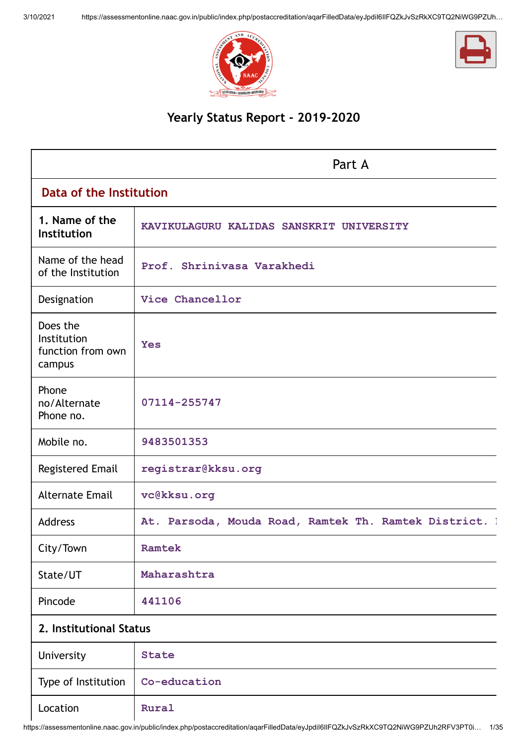# Yearly Status Report - 2019-2020

## Part A

### Data of the Institution

| 1. Name of the Institution | KAVIKULAGURU KALIDAS SANSKRIT UNIVERSITY |
|---|---|
| Name of the head of the Institution | Prof. Shrinivasa Varakhedi |
| Designation | Vice Chancellor |
| Does the Institution function from own campus | Yes |
| Phone no/Alternate Phone no. | 07114-255747 |
| Mobile no. | 9483501353 |
| Registered Email | registrar@kksu.org |
| Alternate Email | vc@kksu.org |
| Address | At. Parsoda, Mouda Road, Ramtek Th. Ramtek District. |
| City/Town | Ramtek |
| State/UT | Maharashtra |
| Pincode | 441106 |

**2. Institutional Status**

| University | State |
|---|---|
| Type of Institution | Co-education |
| Location | Rural |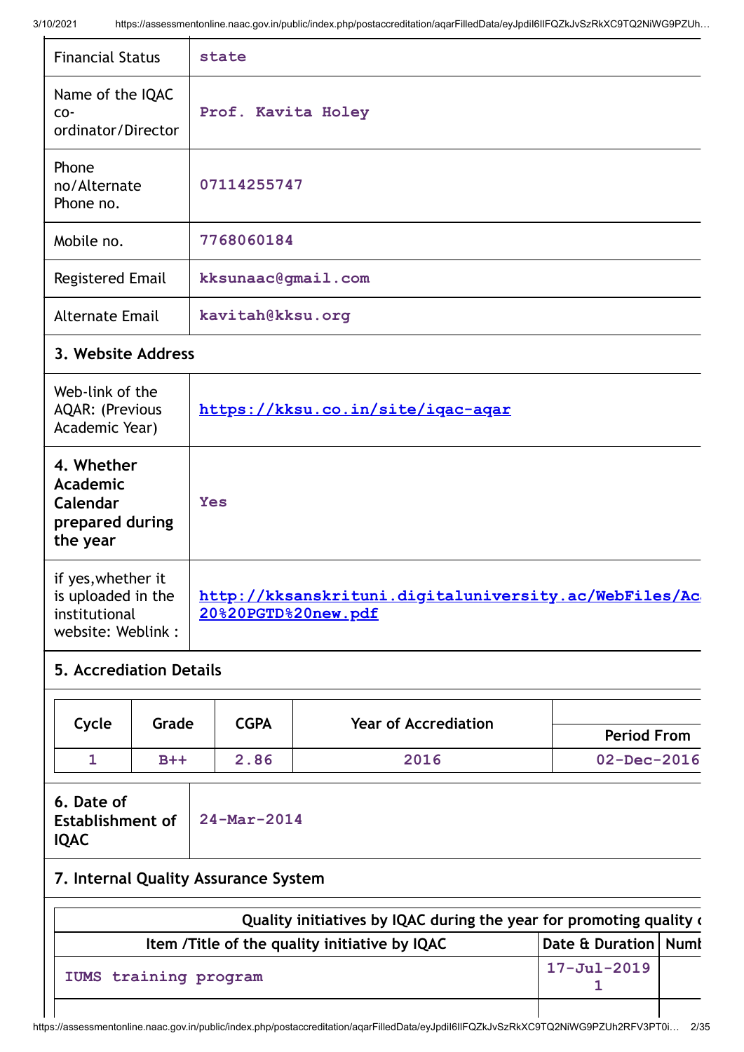| | |
|---|---|
| Financial Status | state |
| Name of the IQAC co-ordinator/Director | Prof. Kavita Holey |
| Phone no/Alternate Phone no. | 07114255747 |
| Mobile no. | 7768060184 |
| Registered Email | kksunaac@gmail.com |
| Alternate Email | kavitah@kksu.org |

### 3. Website Address

| | |
|---|---|
| Web-link of the AQAR: (Previous Academic Year) | https://kksu.co.in/site/iqac-aqar |
| **4. Whether Academic Calendar prepared during the year** | Yes |
| if yes,whether it is uploaded in the institutional website: Weblink : | http://kksanskrituni.digitaluniversity.ac/WebFiles/Ac 20%20PGTD%20new.pdf |

### 5. Accrediation Details

| Cycle | Grade | CGPA | Year of Accrediation | Period From |
|---|---|---|---|---|
| 1 | B++ | 2.86 | 2016 | 02-Dec-2016 |

| | |
|---|---|
| **6. Date of Establishment of IQAC** | 24-Mar-2014 |

### 7. Internal Quality Assurance System

| Quality initiatives by IQAC during the year for promoting quality | | |
|---|---|---|
| Item /Title of the quality initiative by IQAC | Date & Duration | Numb |
| IUMS training program | 17-Jul-2019 1 | |
| | | |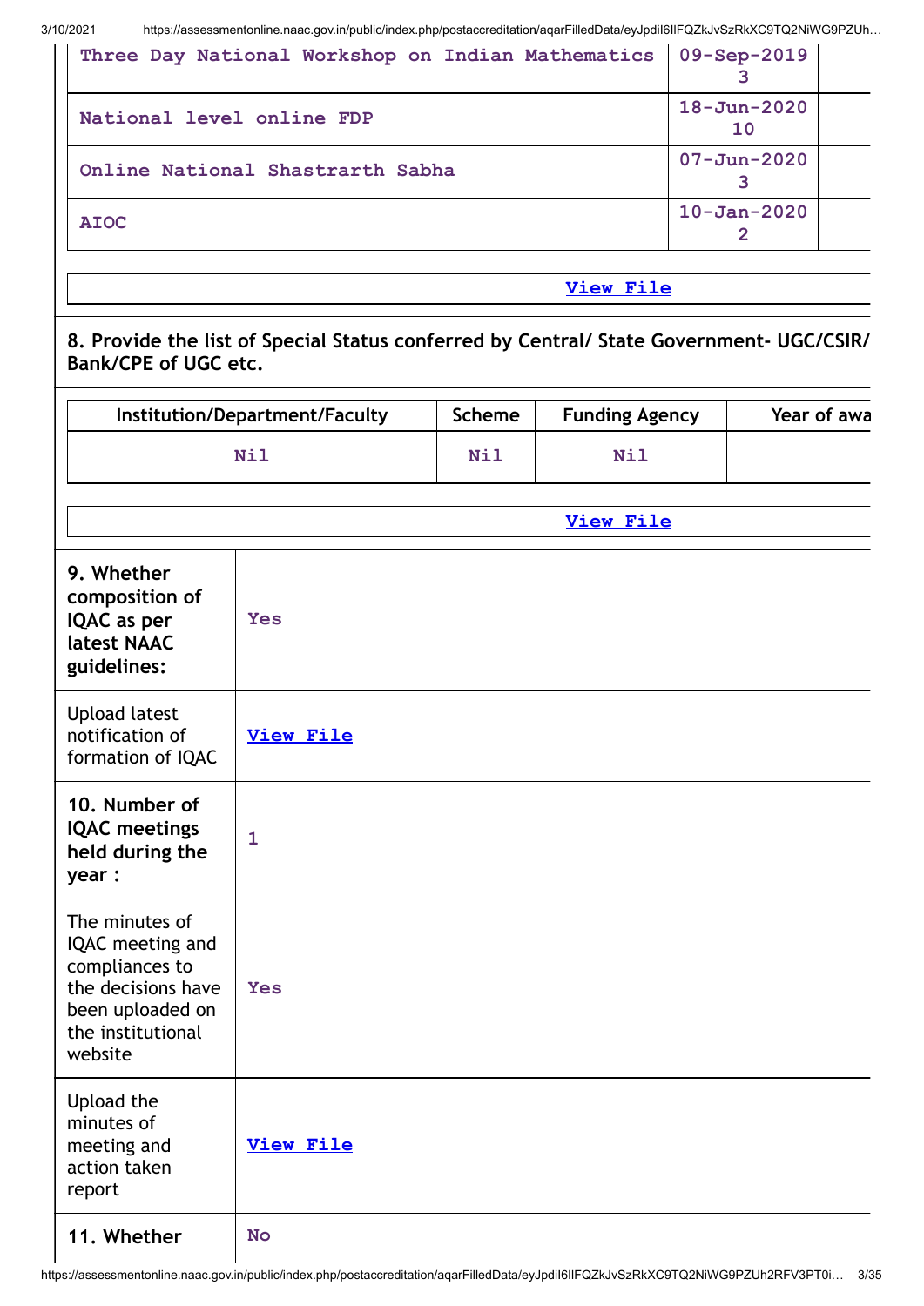| | | |
|---|---|---|
| Three Day National Workshop on Indian Mathematics | 09-Sep-2019 3 | |
| National level online FDP | 18-Jun-2020 10 | |
| Online National Shastrarth Sabha | 07-Jun-2020 3 | |
| AIOC | 10-Jan-2020 2 | |

View File

**8. Provide the list of Special Status conferred by Central/ State Government- UGC/CSIR/ Bank/CPE of UGC etc.**

| Institution/Department/Faculty | Scheme | Funding Agency | Year of awa |
|---|---|---|---|
| Nil | Nil | Nil | |

View File

| | |
|---|---|
| **9. Whether composition of IQAC as per latest NAAC guidelines:** | Yes |
| Upload latest notification of formation of IQAC | View File |
| **10. Number of IQAC meetings held during the year :** | 1 |
| The minutes of IQAC meeting and compliances to the decisions have been uploaded on the institutional website | Yes |
| Upload the minutes of meeting and action taken report | View File |
| **11. Whether** | No |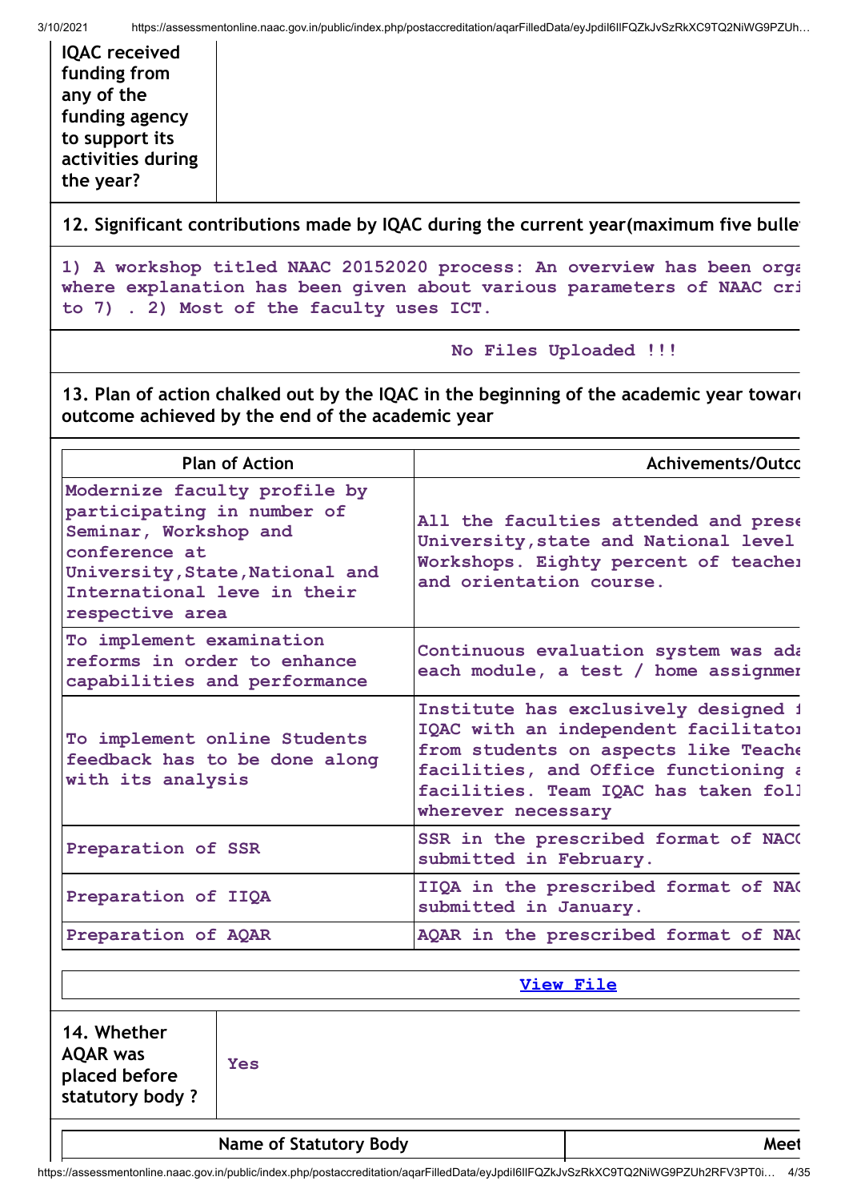| IQAC received funding from any of the funding agency to support its activities during the year? | |
|---|---|

**12. Significant contributions made by IQAC during the current year(maximum five bulle**

1) A workshop titled NAAC 20152020 process: An overview has been orga where explanation has been given about various parameters of NAAC cri to 7) . 2) Most of the faculty uses ICT.

No Files Uploaded !!!

**13. Plan of action chalked out by the IQAC in the beginning of the academic year towar outcome achieved by the end of the academic year**

| Plan of Action | Achivements/Outco |
|---|---|
| Modernize faculty profile by participating in number of Seminar, Workshop and conference at University,State,National and International leve in their respective area | All the faculties attended and prese University,state and National level Workshops. Eighty percent of teache and orientation course. |
| To implement examination reforms in order to enhance capabilities and performance | Continuous evaluation system was ada each module, a test / home assignme |
| To implement online Students feedback has to be done along with its analysis | Institute has exclusively designed IQAC with an independent facilitato from students on aspects like Teache facilities, and Office functioning a facilities. Team IQAC has taken foll wherever necessary |
| Preparation of SSR | SSR in the prescribed format of NAC submitted in February. |
| Preparation of IIQA | IIQA in the prescribed format of NA submitted in January. |
| Preparation of AQAR | AQAR in the prescribed format of NA |

View File

| 14. Whether AQAR was placed before statutory body ? | Yes |
|---|---|

| Name of Statutory Body | Meet |
|---|---|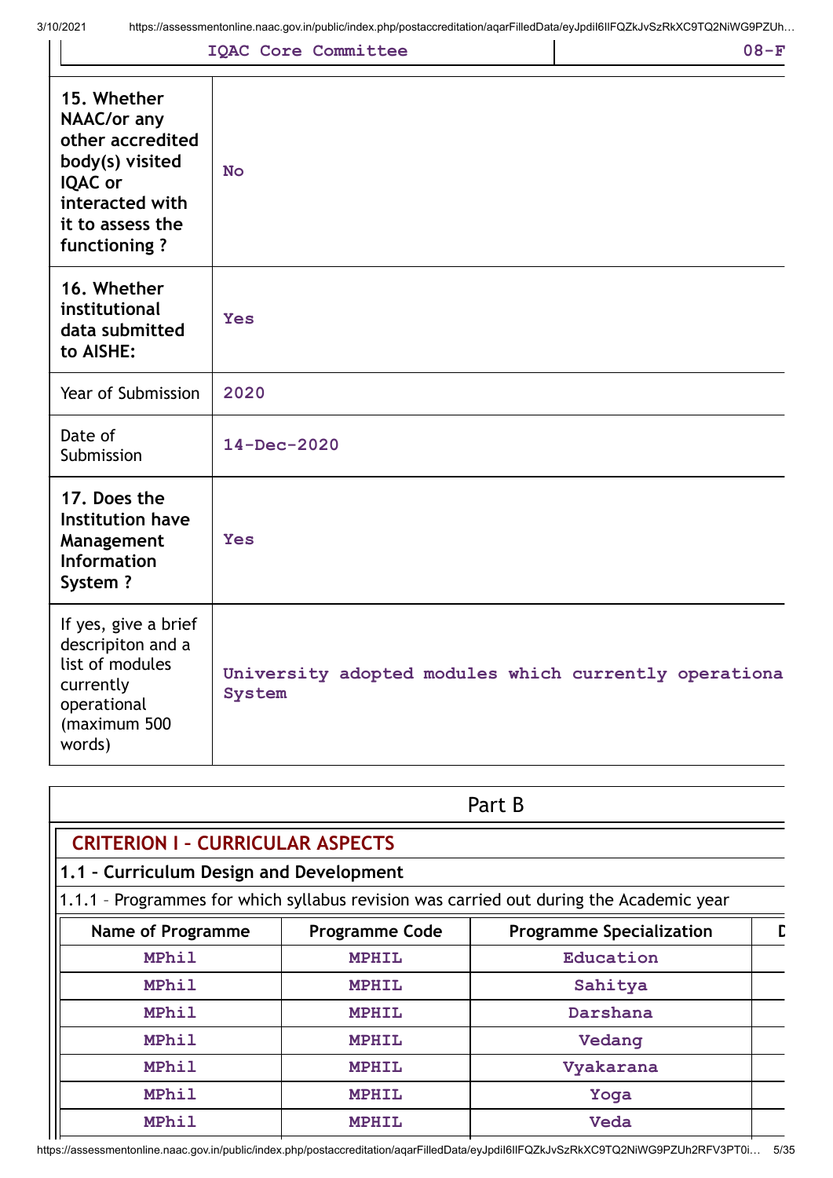| IQAC Core Committee | 08-F |
|---|---|

| | |
|---|---|
| **15. Whether NAAC/or any other accredited body(s) visited IQAC or interacted with it to assess the functioning ?** | No |
| **16. Whether institutional data submitted to AISHE:** | Yes |
| Year of Submission | 2020 |
| Date of Submission | 14-Dec-2020 |
| **17. Does the Institution have Management Information System ?** | Yes |
| If yes, give a brief descripiton and a list of modules currently operational (maximum 500 words) | University adopted modules which currently operationa System |

## Part B

### CRITERION I – CURRICULAR ASPECTS

#### 1.1 – Curriculum Design and Development

1.1.1 – Programmes for which syllabus revision was carried out during the Academic year

| Name of Programme | Programme Code | Programme Specialization | D |
|---|---|---|---|
| MPhil | MPHIL | Education | |
| MPhil | MPHIL | Sahitya | |
| MPhil | MPHIL | Darshana | |
| MPhil | MPHIL | Vedang | |
| MPhil | MPHIL | Vyakarana | |
| MPhil | MPHIL | Yoga | |
| MPhil | MPHIL | Veda | |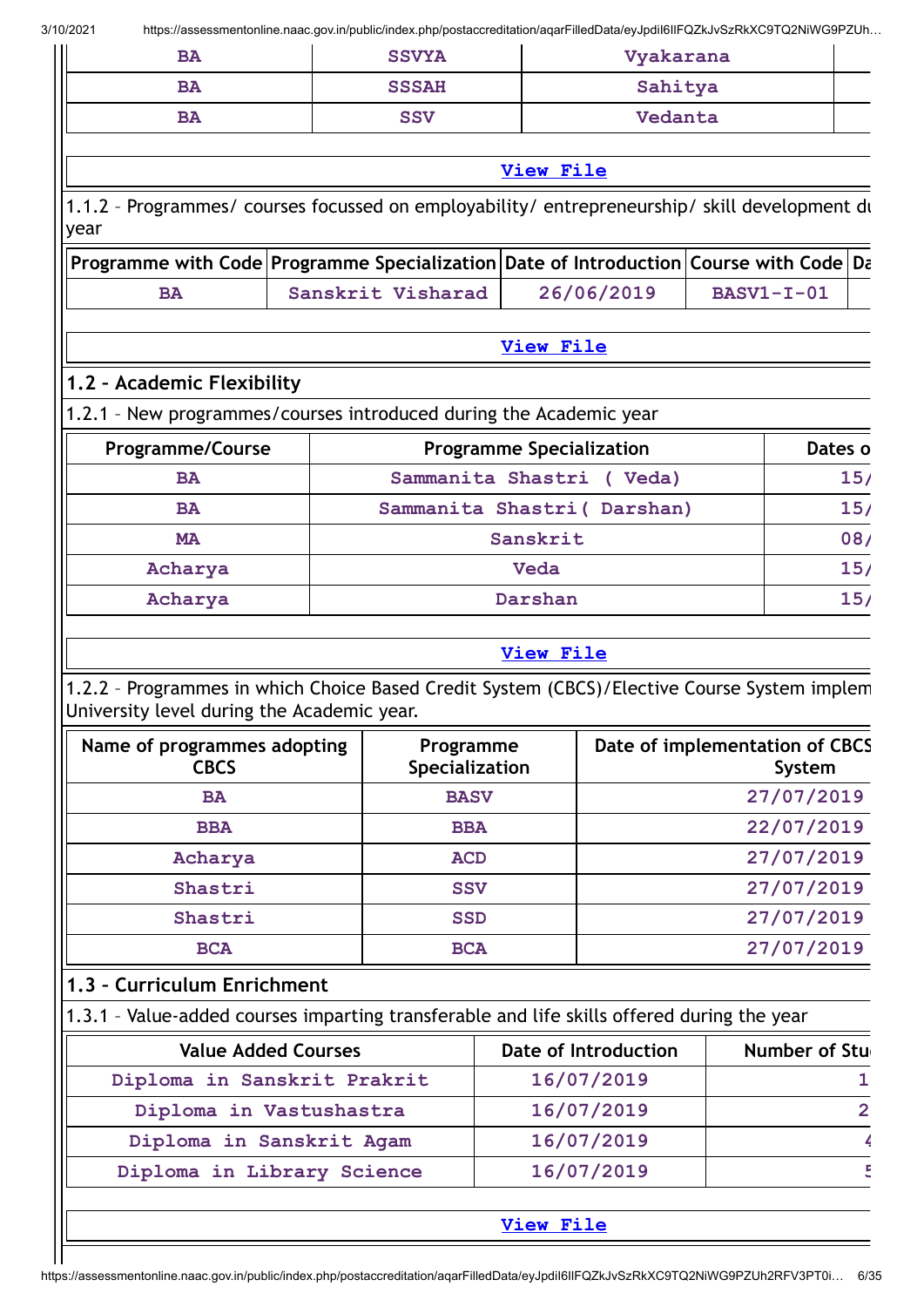| BA | SSVYA | Vyakarana | |
|---|---|---|---|
| BA | SSSAH | Sahitya | |
| BA | SSV | Vedanta | |

View File

1.1.2 – Programmes/ courses focussed on employability/ entrepreneurship/ skill development du year

| Programme with Code | Programme Specialization | Date of Introduction | Course with Code | Da |
|---|---|---|---|---|
| BA | Sanskrit Visharad | 26/06/2019 | BASV1-I-01 | |

View File

## 1.2 – Academic Flexibility

1.2.1 – New programmes/courses introduced during the Academic year

| Programme/Course | Programme Specialization | Dates o |
|---|---|---|
| BA | Sammanita Shastri ( Veda) | 15/ |
| BA | Sammanita Shastri( Darshan) | 15/ |
| MA | Sanskrit | 08/ |
| Acharya | Veda | 15/ |
| Acharya | Darshan | 15/ |

View File

1.2.2 – Programmes in which Choice Based Credit System (CBCS)/Elective Course System implem University level during the Academic year.

| Name of programmes adopting CBCS | Programme Specialization | Date of implementation of CBCS System |
|---|---|---|
| BA | BASV | 27/07/2019 |
| BBA | BBA | 22/07/2019 |
| Acharya | ACD | 27/07/2019 |
| Shastri | SSV | 27/07/2019 |
| Shastri | SSD | 27/07/2019 |
| BCA | BCA | 27/07/2019 |

## 1.3 – Curriculum Enrichment

1.3.1 – Value-added courses imparting transferable and life skills offered during the year

| Value Added Courses | Date of Introduction | Number of Stu |
|---|---|---|
| Diploma in Sanskrit Prakrit | 16/07/2019 | 1 |
| Diploma in Vastushastra | 16/07/2019 | 2 |
| Diploma in Sanskrit Agam | 16/07/2019 | 4 |
| Diploma in Library Science | 16/07/2019 | 5 |

View File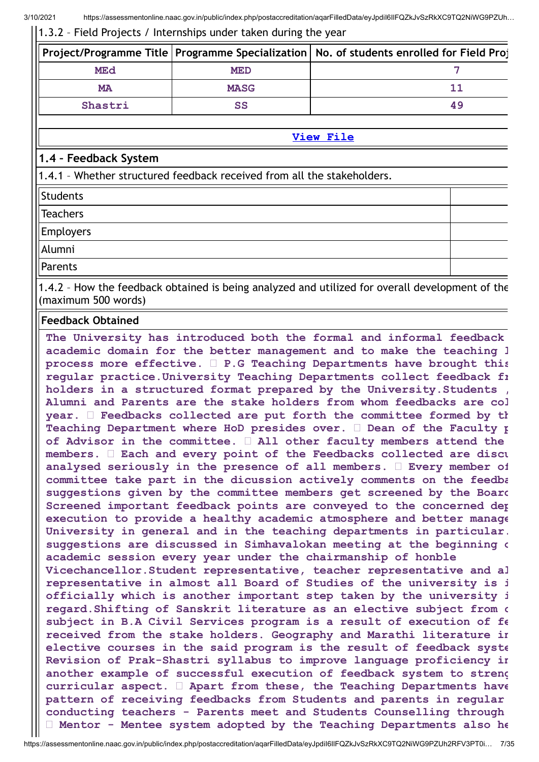1.3.2 – Field Projects / Internships under taken during the year

| Project/Programme Title | Programme Specialization | No. of students enrolled for Field Proj |
|---|---|---|
| MEd | MED | 7 |
| MA | MASG | 11 |
| Shastri | SS | 49 |

View File

## 1.4 – Feedback System

1.4.1 – Whether structured feedback received from all the stakeholders.

| | |
|---|---|
| Students | |
| Teachers | |
| Employers | |
| Alumni | |
| Parents | |

1.4.2 – How the feedback obtained is being analyzed and utilized for overall development of the (maximum 500 words)

**Feedback Obtained**

**The University has introduced both the formal and informal feedback academic domain for the better management and to make the teaching l process more effective.  P.G Teaching Departments have brought this regular practice.University Teaching Departments collect feedback fr holders in a structured format prepared by the University.Students , Alumni and Parents are the stake holders from whom feedbacks are col year.  Feedbacks collected are put forth the committee formed by th Teaching Department where HoD presides over.  Dean of the Faculty p of Advisor in the committee.  All other faculty members attend the members.  Each and every point of the Feedbacks collected are discu analysed seriously in the presence of all members.  Every member of committee take part in the dicussion actively comments on the feedba suggestions given by the committee members get screened by the Board Screened important feedback points are conveyed to the concerned dep execution to provide a healthy academic atmosphere and better manage University in general and in the teaching departments in particular. suggestions are discussed in Simhavalokan meeting at the beginning o academic session every year under the chairmanship of honble Vicechancellor.Student representative, teacher representative and al representative in almost all Board of Studies of the university is i officially which is another important step taken by the university i regard.Shifting of Sanskrit literature as an elective subject from c subject in B.A Civil Services program is a result of execution of fe received from the stake holders. Geography and Marathi literature in elective courses in the said program is the result of feedback syste Revision of Prak-Shastri syllabus to improve language proficiency in another example of successful execution of feedback system to streng curricular aspect.  Apart from these, the Teaching Departments have pattern of receiving feedbacks from Students and parents in regular conducting teachers - Parents meet and Students Counselling through  Mentor - Mentee system adopted by the Teaching Departments also he**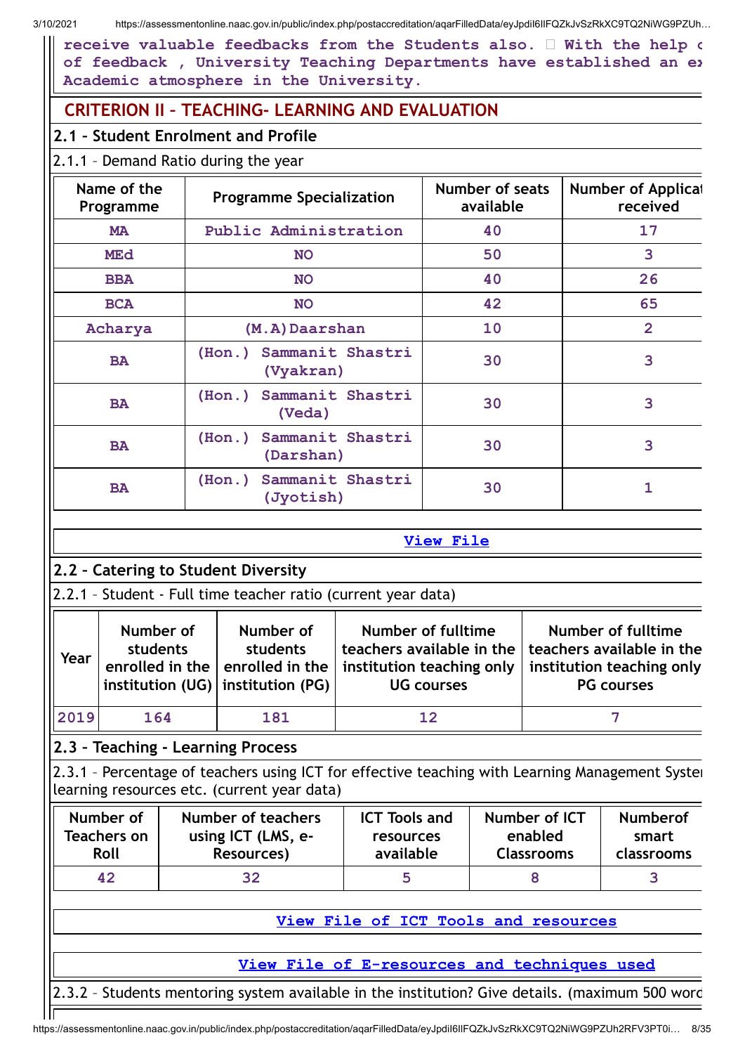receive valuable feedbacks from the Students also.  With the help of feedback , University Teaching Departments have established an ex Academic atmosphere in the University.

## CRITERION II – TEACHING- LEARNING AND EVALUATION

### 2.1 – Student Enrolment and Profile

2.1.1 – Demand Ratio during the year

| Name of the Programme | Programme Specialization | Number of seats available | Number of Applicat received |
|---|---|---|---|
| MA | Public Administration | 40 | 17 |
| MEd | NO | 50 | 3 |
| BBA | NO | 40 | 26 |
| BCA | NO | 42 | 65 |
| Acharya | (M.A)Daarshan | 10 | 2 |
| BA | (Hon.) Sammanit Shastri (Vyakran) | 30 | 3 |
| BA | (Hon.) Sammanit Shastri (Veda) | 30 | 3 |
| BA | (Hon.) Sammanit Shastri (Darshan) | 30 | 3 |
| BA | (Hon.) Sammanit Shastri (Jyotish) | 30 | 1 |

View File

### 2.2 – Catering to Student Diversity

2.2.1 – Student - Full time teacher ratio (current year data)

| Year | Number of students enrolled in the institution (UG) | Number of students enrolled in the institution (PG) | Number of fulltime teachers available in the institution teaching only UG courses | Number of fulltime teachers available in the institution teaching only PG courses |
|---|---|---|---|---|
| 2019 | 164 | 181 | 12 | 7 |

### 2.3 – Teaching - Learning Process

2.3.1 – Percentage of teachers using ICT for effective teaching with Learning Management Syste learning resources etc. (current year data)

| Number of Teachers on Roll | Number of teachers using ICT (LMS, e-Resources) | ICT Tools and resources available | Number of ICT enabled Classrooms | Numberof smart classrooms |
|---|---|---|---|---|
| 42 | 32 | 5 | 8 | 3 |

View File of ICT Tools and resources

View File of E-resources and techniques used

2.3.2 – Students mentoring system available in the institution? Give details. (maximum 500 word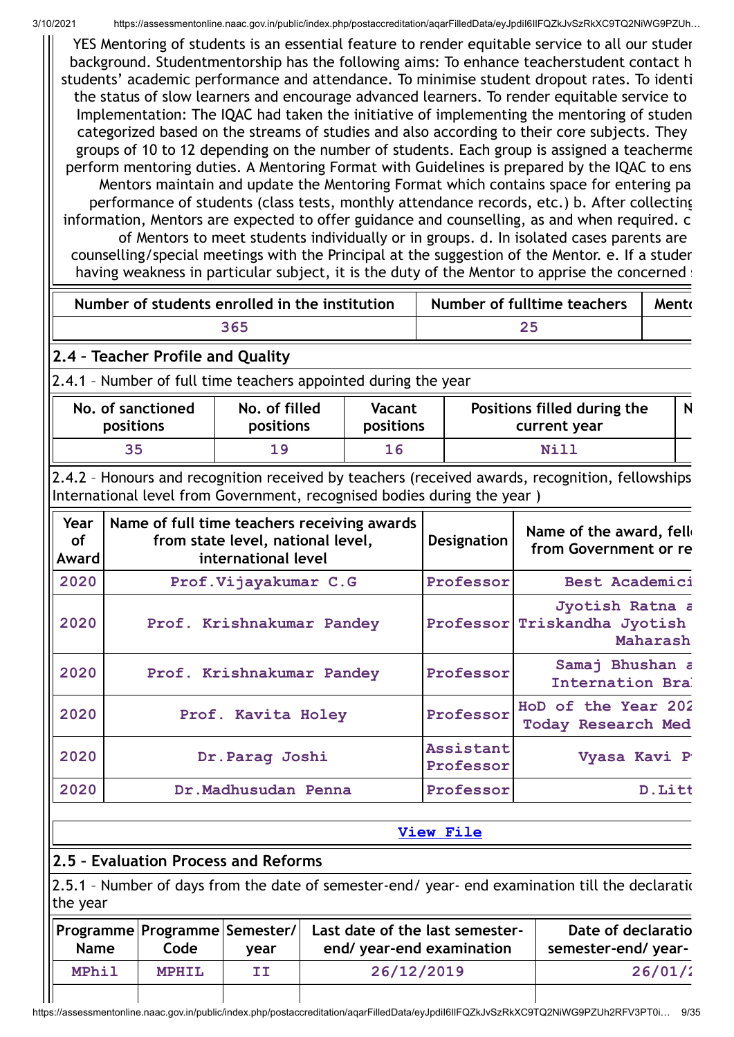YES Mentoring of students is an essential feature to render equitable service to all our studer background. Studentmentorship has the following aims: To enhance teacherstudent contact h students' academic performance and attendance. To minimise student dropout rates. To identi the status of slow learners and encourage advanced learners. To render equitable service to Implementation: The IQAC had taken the initiative of implementing the mentoring of studen categorized based on the streams of studies and also according to their core subjects. They groups of 10 to 12 depending on the number of students. Each group is assigned a teacherme perform mentoring duties. A Mentoring Format with Guidelines is prepared by the IQAC to ens Mentors maintain and update the Mentoring Format which contains space for entering pa performance of students (class tests, monthly attendance records, etc.) b. After collecting information, Mentors are expected to offer guidance and counselling, as and when required. c of Mentors to meet students individually or in groups. d. In isolated cases parents are counselling/special meetings with the Principal at the suggestion of the Mentor. e. If a studer having weakness in particular subject, it is the duty of the Mentor to apprise the concerned

| Number of students enrolled in the institution | Number of fulltime teachers | Ment |
|---|---|---|
| 365 | 25 | |

## 2.4 – Teacher Profile and Quality

2.4.1 – Number of full time teachers appointed during the year

| No. of sanctioned positions | No. of filled positions | Vacant positions | Positions filled during the current year | N |
|---|---|---|---|---|
| 35 | 19 | 16 | Nill | |

2.4.2 – Honours and recognition received by teachers (received awards, recognition, fellowships International level from Government, recognised bodies during the year )

| Year of Award | Name of full time teachers receiving awards from state level, national level, international level | Designation | Name of the award, fell from Government or re |
|---|---|---|---|
| 2020 | Prof.Vijayakumar C.G | Professor | Best Academici |
| 2020 | Prof. Krishnakumar Pandey | Professor | Jyotish Ratna a Triskandha Jyotish Maharash |
| 2020 | Prof. Krishnakumar Pandey | Professor | Samaj Bhushan a Internation Bra |
| 2020 | Prof. Kavita Holey | Professor | HoD of the Year 202 Today Research Med |
| 2020 | Dr.Parag Joshi | Assistant Professor | Vyasa Kavi P |
| 2020 | Dr.Madhusudan Penna | Professor | D.Litt |

[View File]

## 2.5 – Evaluation Process and Reforms

2.5.1 – Number of days from the date of semester-end/ year- end examination till the declaratio the year

| Programme Name | Programme Code | Semester/ year | Last date of the last semester-end/ year-end examination | Date of declaratio semester-end/ year- |
|---|---|---|---|---|
| MPhil | MPHIL | II | 26/12/2019 | 26/01/2 |
| | | | | |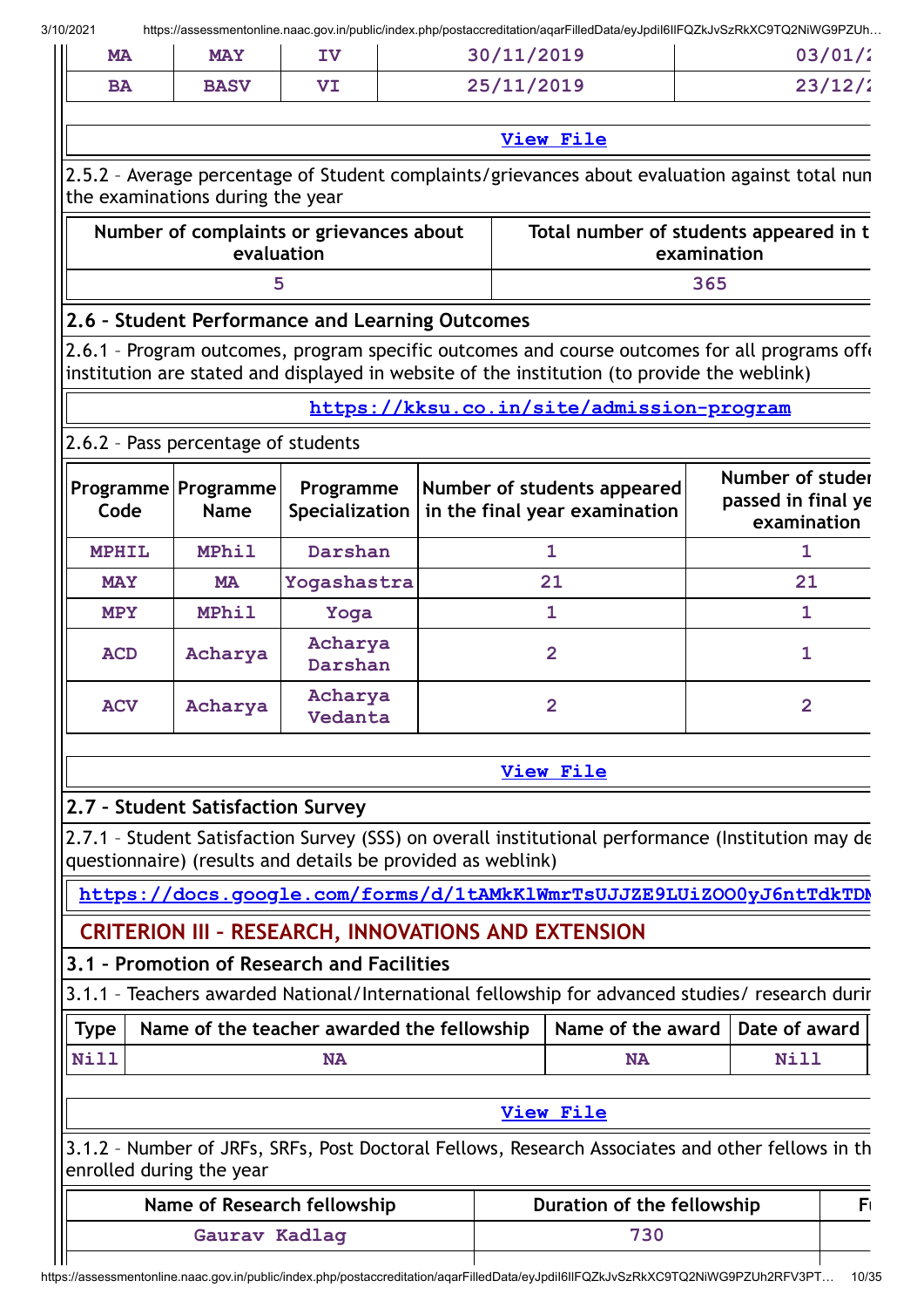| MA | MAY | IV | 30/11/2019 | 03/01/2 |
| --- | --- | --- | --- | --- |
| BA | BASV | VI | 25/11/2019 | 23/12/2 |

**View File**

2.5.2 – Average percentage of Student complaints/grievances about evaluation against total num the examinations during the year

| Number of complaints or grievances about evaluation | Total number of students appeared in t examination |
| --- | --- |
| 5 | 365 |

## 2.6 – Student Performance and Learning Outcomes

2.6.1 – Program outcomes, program specific outcomes and course outcomes for all programs offe institution are stated and displayed in website of the institution (to provide the weblink)

https://kksu.co.in/site/admission-program

2.6.2 – Pass percentage of students

| Programme Code | Programme Name | Programme Specialization | Number of students appeared in the final year examination | Number of studer passed in final ye examination |
| --- | --- | --- | --- | --- |
| MPHIL | MPhil | Darshan | 1 | 1 |
| MAY | MA | Yogashastra | 21 | 21 |
| MPY | MPhil | Yoga | 1 | 1 |
| ACD | Acharya | Acharya Darshan | 2 | 1 |
| ACV | Acharya | Acharya Vedanta | 2 | 2 |

**View File**

## 2.7 – Student Satisfaction Survey

2.7.1 – Student Satisfaction Survey (SSS) on overall institutional performance (Institution may de questionnaire) (results and details be provided as weblink)

https://docs.google.com/forms/d/1tAMkKlWmrTsUJJZE9LUiZOO0yJ6ntTdkTDN

# CRITERION III – RESEARCH, INNOVATIONS AND EXTENSION

## 3.1 – Promotion of Research and Facilities

3.1.1 – Teachers awarded National/International fellowship for advanced studies/ research durin

| Type | Name of the teacher awarded the fellowship | Name of the award | Date of award |
| --- | --- | --- | --- |
| Nill | NA | NA | Nill |

**View File**

3.1.2 – Number of JRFs, SRFs, Post Doctoral Fellows, Research Associates and other fellows in th enrolled during the year

| Name of Research fellowship | Duration of the fellowship | F |
| --- | --- | --- |
| Gaurav Kadlag | 730 | |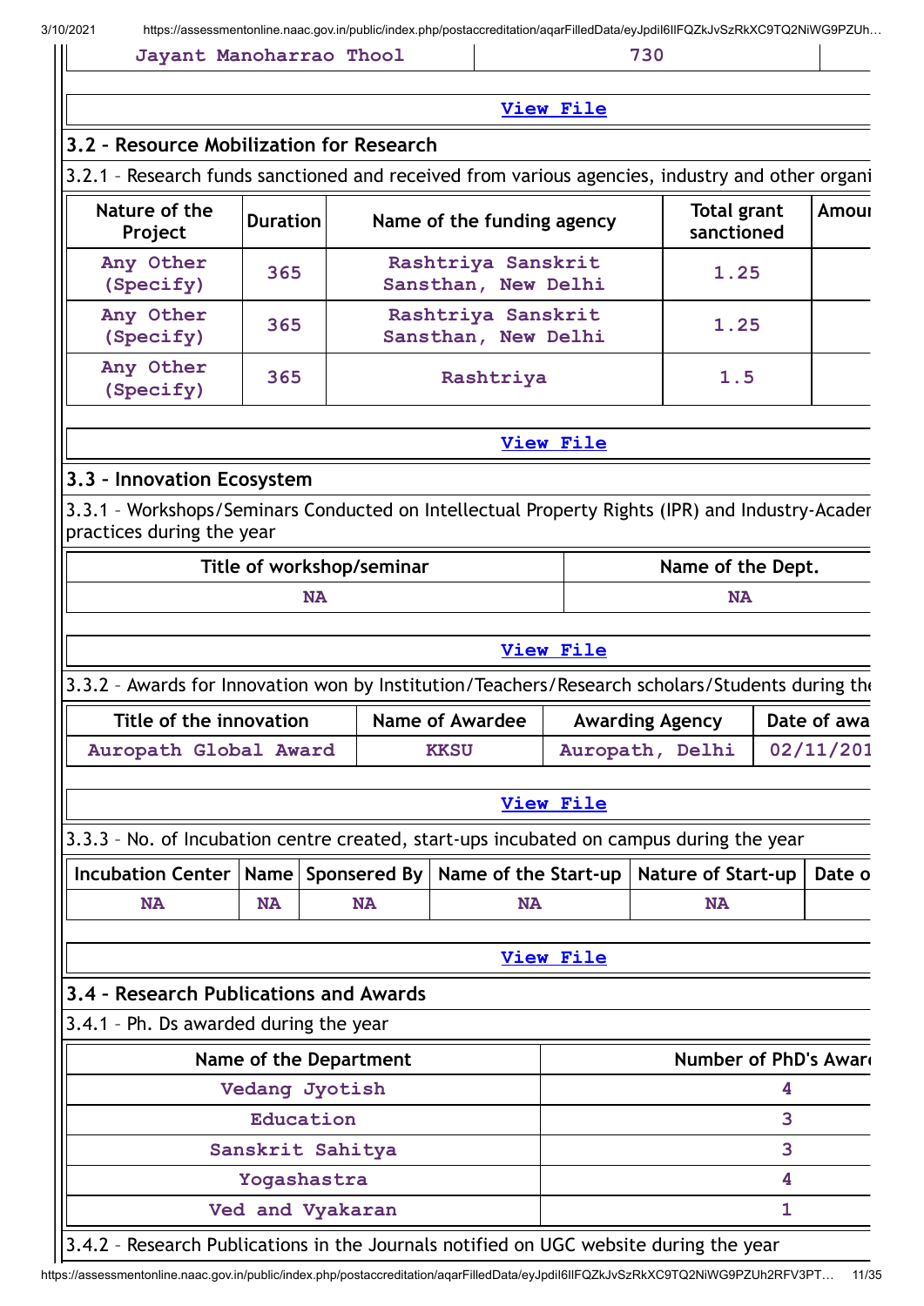| Jayant Manoharrao Thool | 730 | |
|---|---|---|

View File

### 3.2 – Resource Mobilization for Research

3.2.1 – Research funds sanctioned and received from various agencies, industry and other organi

| Nature of the Project | Duration | Name of the funding agency | Total grant sanctioned | Amour |
|---|---|---|---|---|
| Any Other (Specify) | 365 | Rashtriya Sanskrit Sansthan, New Delhi | 1.25 | |
| Any Other (Specify) | 365 | Rashtriya Sanskrit Sansthan, New Delhi | 1.25 | |
| Any Other (Specify) | 365 | Rashtriya | 1.5 | |

View File

### 3.3 – Innovation Ecosystem

3.3.1 – Workshops/Seminars Conducted on Intellectual Property Rights (IPR) and Industry-Acader practices during the year

| Title of workshop/seminar | Name of the Dept. |
|---|---|
| NA | NA |

View File

3.3.2 – Awards for Innovation won by Institution/Teachers/Research scholars/Students during the

| Title of the innovation | Name of Awardee | Awarding Agency | Date of awa |
|---|---|---|---|
| Auropath Global Award | KKSU | Auropath, Delhi | 02/11/201 |

View File

3.3.3 – No. of Incubation centre created, start-ups incubated on campus during the year

| Incubation Center | Name | Sponsered By | Name of the Start-up | Nature of Start-up | Date o |
|---|---|---|---|---|---|
| NA | NA | NA | NA | NA | |

View File

### 3.4 – Research Publications and Awards

3.4.1 – Ph. Ds awarded during the year

| Name of the Department | Number of PhD's Award |
|---|---|
| Vedang Jyotish | 4 |
| Education | 3 |
| Sanskrit Sahitya | 3 |
| Yogashastra | 4 |
| Ved and Vyakaran | 1 |

3.4.2 – Research Publications in the Journals notified on UGC website during the year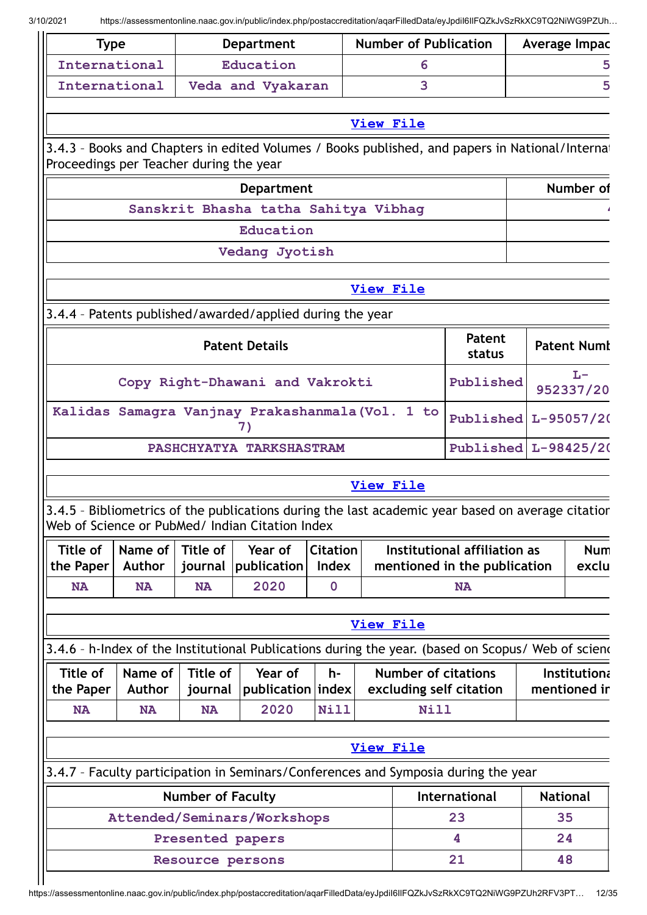| Type | Department | Number of Publication | Average Impac |
|---|---|---|---|
| International | Education | 6 | 5 |
| International | Veda and Vyakaran | 3 | 5 |

View File

3.4.3 – Books and Chapters in edited Volumes / Books published, and papers in National/Internat Proceedings per Teacher during the year

| Department | Number of |
|---|---|
| Sanskrit Bhasha tatha Sahitya Vibhag | 4 |
| Education | |
| Vedang Jyotish | |

View File

3.4.4 – Patents published/awarded/applied during the year

| Patent Details | Patent status | Patent Numb |
|---|---|---|
| Copy Right-Dhawani and Vakrokti | Published | L-952337/20 |
| Kalidas Samagra Vanjnay Prakashanmala(Vol. 1 to 7) | Published | L-95057/2( |
| PASHCHYATYA TARKSHASTRAM | Published | L-98425/2( |

View File

3.4.5 – Bibliometrics of the publications during the last academic year based on average citation Web of Science or PubMed/ Indian Citation Index

| Title of the Paper | Name of Author | Title of journal | Year of publication | Citation Index | Institutional affiliation as mentioned in the publication | Num exclu |
|---|---|---|---|---|---|---|
| NA | NA | NA | 2020 | 0 | NA | |

View File

3.4.6 – h-Index of the Institutional Publications during the year. (based on Scopus/ Web of scienc

| Title of the Paper | Name of Author | Title of journal | Year of publication | h-index | Number of citations excluding self citation | Institutiona mentioned in |
|---|---|---|---|---|---|---|
| NA | NA | NA | 2020 | Nill | Nill | |

View File

3.4.7 – Faculty participation in Seminars/Conferences and Symposia during the year

| Number of Faculty | International | National |
|---|---|---|
| Attended/Seminars/Workshops | 23 | 35 |
| Presented papers | 4 | 24 |
| Resource persons | 21 | 48 |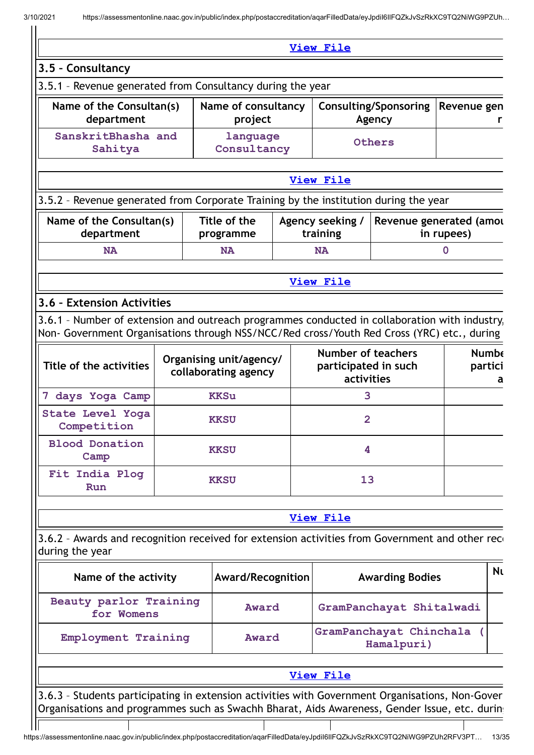[View File](#)

## 3.5 – Consultancy

3.5.1 – Revenue generated from Consultancy during the year

| Name of the Consultan(s) department | Name of consultancy project | Consulting/Sponsoring Agency | Revenue gen r |
|---|---|---|---|
| SanskritBhasha and Sahitya | language Consultancy | Others | |

[View File](#)

3.5.2 – Revenue generated from Corporate Training by the institution during the year

| Name of the Consultan(s) department | Title of the programme | Agency seeking / training | Revenue generated (amou in rupees) |
|---|---|---|---|
| NA | NA | NA | 0 |

[View File](#)

## 3.6 – Extension Activities

3.6.1 – Number of extension and outreach programmes conducted in collaboration with industry, Non- Government Organisations through NSS/NCC/Red cross/Youth Red Cross (YRC) etc., during

| Title of the activities | Organising unit/agency/ collaborating agency | Number of teachers participated in such activities | Numbe partici a |
|---|---|---|---|
| 7 days Yoga Camp | KKSu | 3 | |
| State Level Yoga Competition | KKSU | 2 | |
| Blood Donation Camp | KKSU | 4 | |
| Fit India Plog Run | KKSU | 13 | |

[View File](#)

3.6.2 – Awards and recognition received for extension activities from Government and other rec during the year

| Name of the activity | Award/Recognition | Awarding Bodies | Nu |
|---|---|---|---|
| Beauty parlor Training for Womens | Award | GramPanchayat Shitalwadi | |
| Employment Training | Award | GramPanchayat Chinchala ( Hamalpuri) | |

[View File](#)

3.6.3 – Students participating in extension activities with Government Organisations, Non-Gover Organisations and programmes such as Swachh Bharat, Aids Awareness, Gender Issue, etc. durin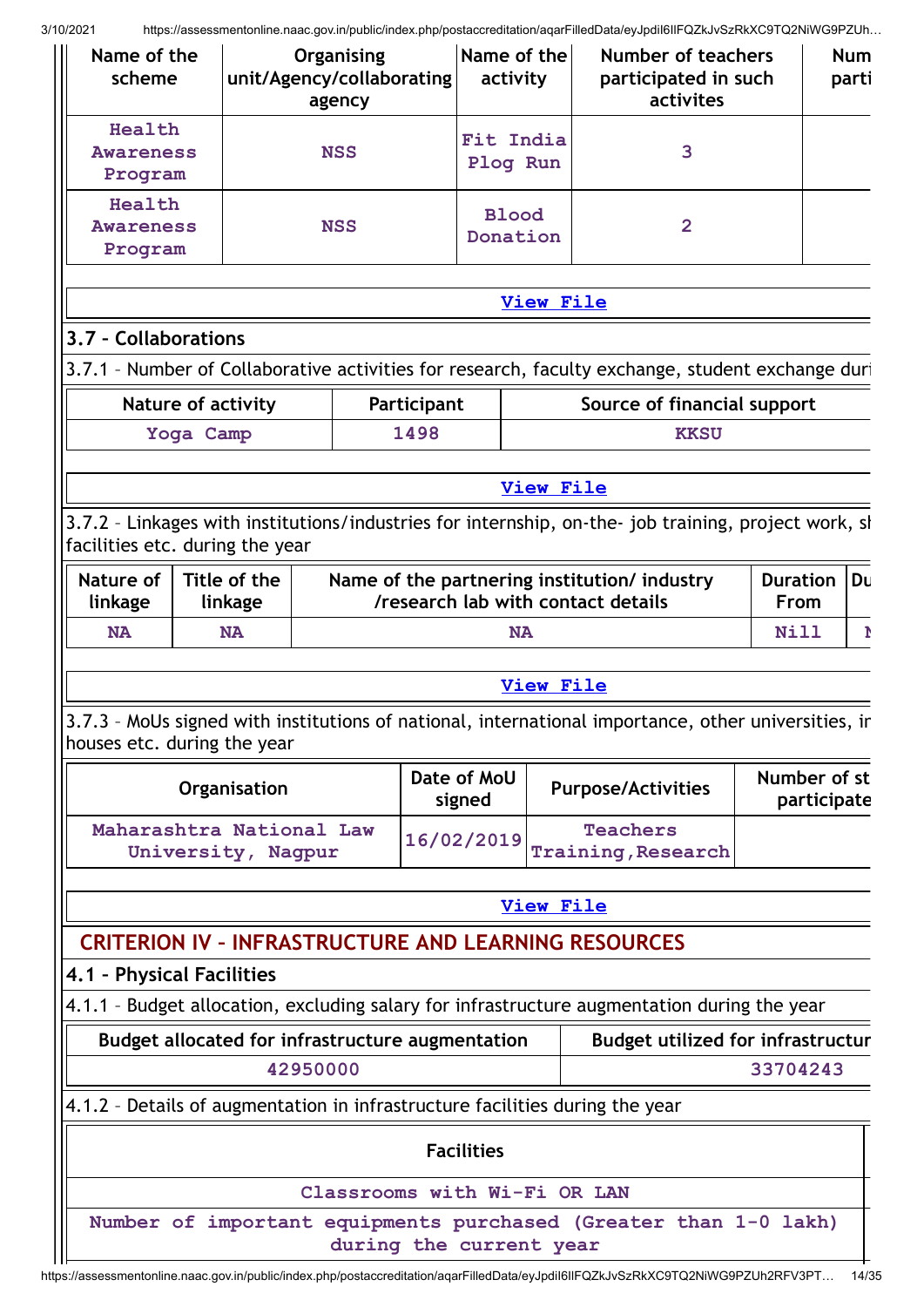| Name of the scheme | Organising unit/Agency/collaborating agency | Name of the activity | Number of teachers participated in such activites | Num parti |
|---|---|---|---|---|
| Health Awareness Program | NSS | Fit India Plog Run | 3 | |
| Health Awareness Program | NSS | Blood Donation | 2 | |

View File

### 3.7 – Collaborations

3.7.1 – Number of Collaborative activities for research, faculty exchange, student exchange duri

| Nature of activity | Participant | Source of financial support |
|---|---|---|
| Yoga Camp | 1498 | KKSU |

View File

3.7.2 – Linkages with institutions/industries for internship, on-the- job training, project work, sh facilities etc. during the year

| Nature of linkage | Title of the linkage | Name of the partnering institution/ industry /research lab with contact details | Duration From | Du |
|---|---|---|---|---|
| NA | NA | NA | Nill | N |

View File

3.7.3 – MoUs signed with institutions of national, international importance, other universities, ir houses etc. during the year

| Organisation | Date of MoU signed | Purpose/Activities | Number of st participate |
|---|---|---|---|
| Maharashtra National Law University, Nagpur | 16/02/2019 | Teachers Training,Research | |

View File

## CRITERION IV – INFRASTRUCTURE AND LEARNING RESOURCES

### 4.1 – Physical Facilities

4.1.1 – Budget allocation, excluding salary for infrastructure augmentation during the year

| Budget allocated for infrastructure augmentation | Budget utilized for infrastructur |
|---|---|
| 42950000 | 33704243 |

4.1.2 – Details of augmentation in infrastructure facilities during the year

| Facilities |
|---|
| Classrooms with Wi-Fi OR LAN |
| Number of important equipments purchased (Greater than 1-0 lakh) during the current year |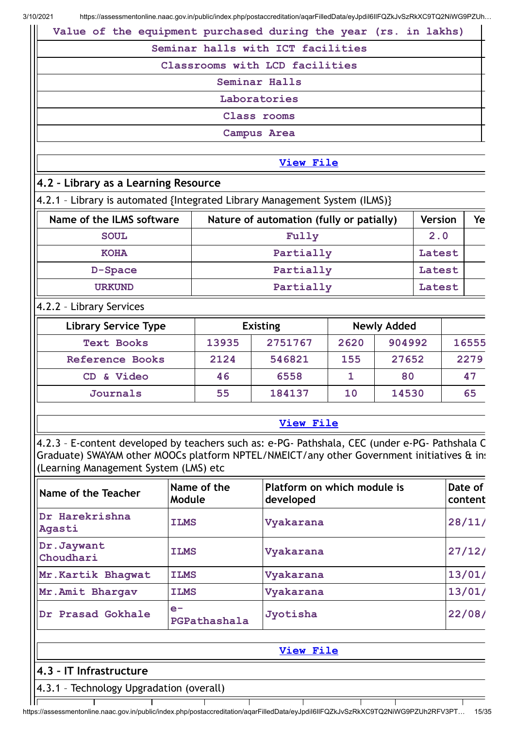| Value of the equipment purchased during the year (rs. in lakhs) |
| --- |
| Seminar halls with ICT facilities |
| Classrooms with LCD facilities |
| Seminar Halls |
| Laboratories |
| Class rooms |
| Campus Area |

[View File]

## 4.2 – Library as a Learning Resource

4.2.1 – Library is automated {Integrated Library Management System (ILMS)}

| Name of the ILMS software | Nature of automation (fully or patially) | Version | Ye |
| --- | --- | --- | --- |
| SOUL | Fully | 2.0 | |
| KOHA | Partially | Latest | |
| D-Space | Partially | Latest | |
| URKUND | Partially | Latest | |

4.2.2 – Library Services

| Library Service Type | Existing | | Newly Added | | |
| --- | --- | --- | --- | --- | --- |
| Text Books | 13935 | 2751767 | 2620 | 904992 | 16555 |
| Reference Books | 2124 | 546821 | 155 | 27652 | 2279 |
| CD & Video | 46 | 6558 | 1 | 80 | 47 |
| Journals | 55 | 184137 | 10 | 14530 | 65 |

[View File]

4.2.3 – E-content developed by teachers such as: e-PG- Pathshala, CEC (under e-PG- Pathshala C Graduate) SWAYAM other MOOCs platform NPTEL/NMEICT/any other Government initiatives & ins (Learning Management System (LMS) etc

| Name of the Teacher | Name of the Module | Platform on which module is developed | Date of content |
| --- | --- | --- | --- |
| Dr Harekrishna Agasti | ILMS | Vyakarana | 28/11/ |
| Dr.Jaywant Choudhari | ILMS | Vyakarana | 27/12/ |
| Mr.Kartik Bhagwat | ILMS | Vyakarana | 13/01/ |
| Mr.Amit Bhargav | ILMS | Vyakarana | 13/01/ |
| Dr Prasad Gokhale | e-PGPathashala | Jyotisha | 22/08/ |

[View File]

## 4.3 – IT Infrastructure

4.3.1 – Technology Upgradation (overall)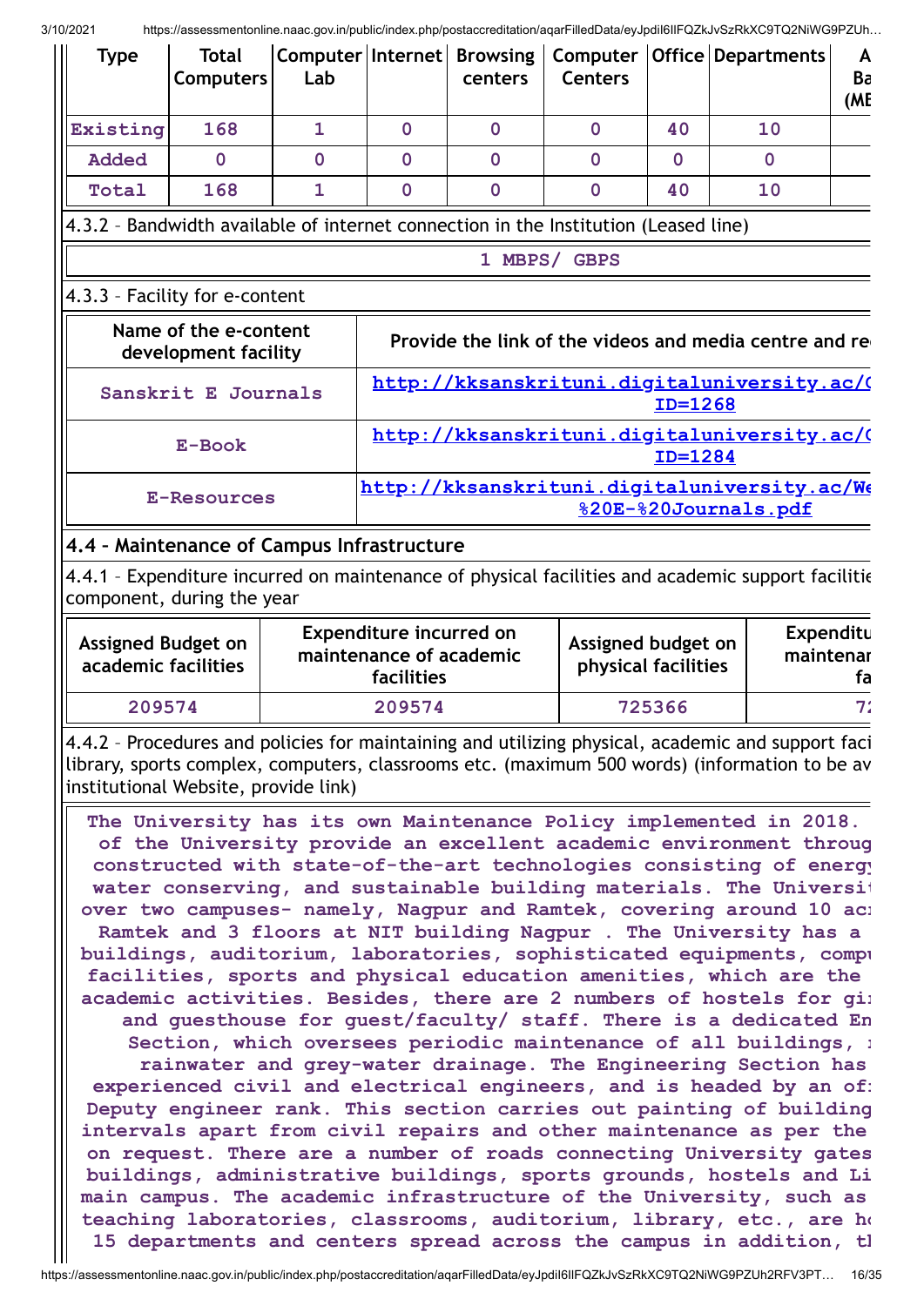| Type | Total Computers | Computer Lab | Internet | Browsing centers | Computer Centers | Office | Departments | A Ba (ME |
|---|---|---|---|---|---|---|---|---|
| Existing | 168 | 1 | 0 | 0 | 0 | 40 | 10 | |
| Added | 0 | 0 | 0 | 0 | 0 | 0 | 0 | |
| Total | 168 | 1 | 0 | 0 | 0 | 40 | 10 | |

4.3.2 – Bandwidth available of internet connection in the Institution (Leased line)

| 1 MBPS/ GBPS |
|---|

4.3.3 – Facility for e-content

| Name of the e-content development facility | Provide the link of the videos and media centre and re |
|---|---|
| Sanskrit E Journals | http://kksanskrituni.digitaluniversity.ac/( ID=1268 |
| E-Book | http://kksanskrituni.digitaluniversity.ac/( ID=1284 |
| E-Resources | http://kksanskrituni.digitaluniversity.ac/We %20E-%20Journals.pdf |

### 4.4 – Maintenance of Campus Infrastructure

4.4.1 – Expenditure incurred on maintenance of physical facilities and academic support facilitie component, during the year

| Assigned Budget on academic facilities | Expenditure incurred on maintenance of academic facilities | Assigned budget on physical facilities | Expenditu maintenar fa |
|---|---|---|---|
| 209574 | 209574 | 725366 | 72 |

4.4.2 – Procedures and policies for maintaining and utilizing physical, academic and support faci library, sports complex, computers, classrooms etc. (maximum 500 words) (information to be av institutional Website, provide link)

The University has its own Maintenance Policy implemented in 2018. of the University provide an excellent academic environment throug constructed with state-of-the-art technologies consisting of energy water conserving, and sustainable building materials. The Universit over two campuses- namely, Nagpur and Ramtek, covering around 10 acr Ramtek and 3 floors at NIT building Nagpur . The University has a buildings, auditorium, laboratories, sophisticated equipments, compu facilities, sports and physical education amenities, which are the academic activities. Besides, there are 2 numbers of hostels for gi and guesthouse for guest/faculty/ staff. There is a dedicated En Section, which oversees periodic maintenance of all buildings, r rainwater and grey-water drainage. The Engineering Section has experienced civil and electrical engineers, and is headed by an off Deputy engineer rank. This section carries out painting of building intervals apart from civil repairs and other maintenance as per the on request. There are a number of roads connecting University gates buildings, administrative buildings, sports grounds, hostels and Li main campus. The academic infrastructure of the University, such as teaching laboratories, classrooms, auditorium, library, etc., are ho 15 departments and centers spread across the campus in addition, th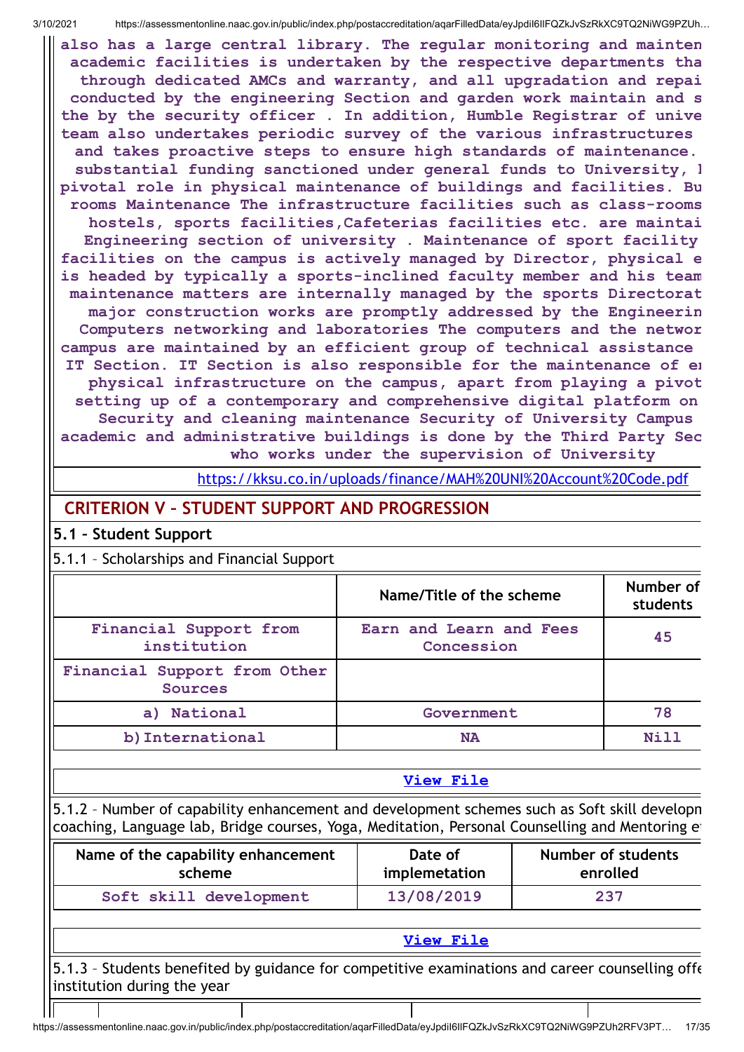also has a large central library. The regular monitoring and mainten academic facilities is undertaken by the respective departments tha through dedicated AMCs and warranty, and all upgradation and repai conducted by the engineering Section and garden work maintain and s the by the security officer . In addition, Humble Registrar of unive team also undertakes periodic survey of the various infrastructures and takes proactive steps to ensure high standards of maintenance. substantial funding sanctioned under general funds to University, l pivotal role in physical maintenance of buildings and facilities. Bu rooms Maintenance The infrastructure facilities such as class-rooms hostels, sports facilities,Cafeterias facilities etc. are maintai Engineering section of university . Maintenance of sport facility facilities on the campus is actively managed by Director, physical e is headed by typically a sports-inclined faculty member and his team maintenance matters are internally managed by the sports Directorat major construction works are promptly addressed by the Engineerin Computers networking and laboratories The computers and the networ campus are maintained by an efficient group of technical assistance IT Section. IT Section is also responsible for the maintenance of e physical infrastructure on the campus, apart from playing a pivot setting up of a contemporary and comprehensive digital platform on Security and cleaning maintenance Security of University Campus academic and administrative buildings is done by the Third Party Sec who works under the supervision of University

https://kksu.co.in/uploads/finance/MAH%20UNI%20Account%20Code.pdf

## CRITERION V – STUDENT SUPPORT AND PROGRESSION

### 5.1 – Student Support

5.1.1 – Scholarships and Financial Support

| | Name/Title of the scheme | Number of students |
|---|---|---|
| Financial Support from institution | Earn and Learn and Fees Concession | 45 |
| Financial Support from Other Sources | | |
| a) National | Government | 78 |
| b) International | NA | Nill |

View File

5.1.2 – Number of capability enhancement and development schemes such as Soft skill developm coaching, Language lab, Bridge courses, Yoga, Meditation, Personal Counselling and Mentoring e

| Name of the capability enhancement scheme | Date of implemetation | Number of students enrolled |
|---|---|---|
| Soft skill development | 13/08/2019 | 237 |

View File

5.1.3 – Students benefited by guidance for competitive examinations and career counselling offe institution during the year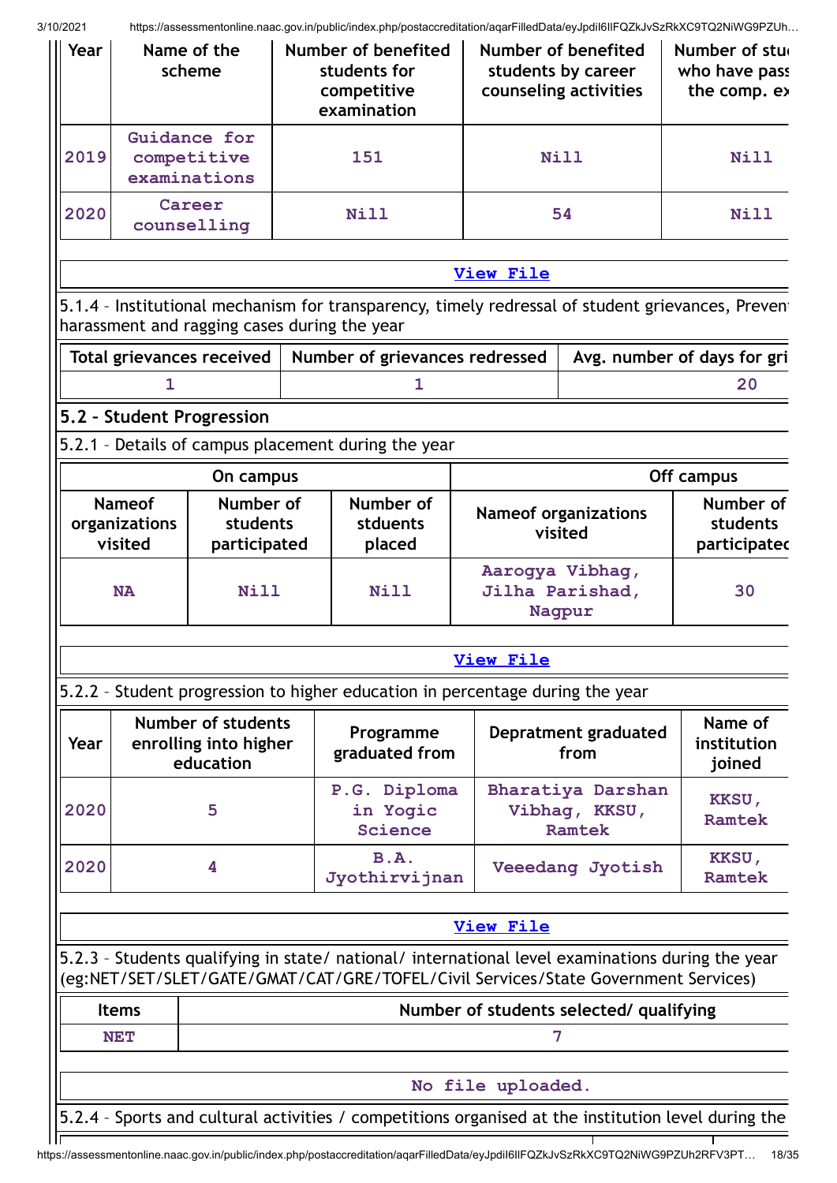| Year | Name of the scheme | Number of benefited students for competitive examination | Number of benefited students by career counseling activities | Number of stu who have pass the comp. ex |
|---|---|---|---|---|
| 2019 | Guidance for competitive examinations | 151 | Nill | Nill |
| 2020 | Career counselling | Nill | 54 | Nill |

View File

5.1.4 – Institutional mechanism for transparency, timely redressal of student grievances, Preven harassment and ragging cases during the year

| Total grievances received | Number of grievances redressed | Avg. number of days for gri |
|---|---|---|
| 1 | 1 | 20 |

## 5.2 – Student Progression

5.2.1 – Details of campus placement during the year

| On campus | | | Off campus | |
|---|---|---|---|---|
| Nameof organizations visited | Number of students participated | Number of stduents placed | Nameof organizations visited | Number of students participatec |
| NA | Nill | Nill | Aarogya Vibhag, Jilha Parishad, Nagpur | 30 |

View File

5.2.2 – Student progression to higher education in percentage during the year

| Year | Number of students enrolling into higher education | Programme graduated from | Depratment graduated from | Name of institution joined |
|---|---|---|---|---|
| 2020 | 5 | P.G. Diploma in Yogic Science | Bharatiya Darshan Vibhag, KKSU, Ramtek | KKSU, Ramtek |
| 2020 | 4 | B.A. Jyothirvijnan | Veeedang Jyotish | KKSU, Ramtek |

View File

5.2.3 – Students qualifying in state/ national/ international level examinations during the year (eg:NET/SET/SLET/GATE/GMAT/CAT/GRE/TOFEL/Civil Services/State Government Services)

| Items | Number of students selected/ qualifying |
|---|---|
| NET | 7 |

No file uploaded.

5.2.4 – Sports and cultural activities / competitions organised at the institution level during the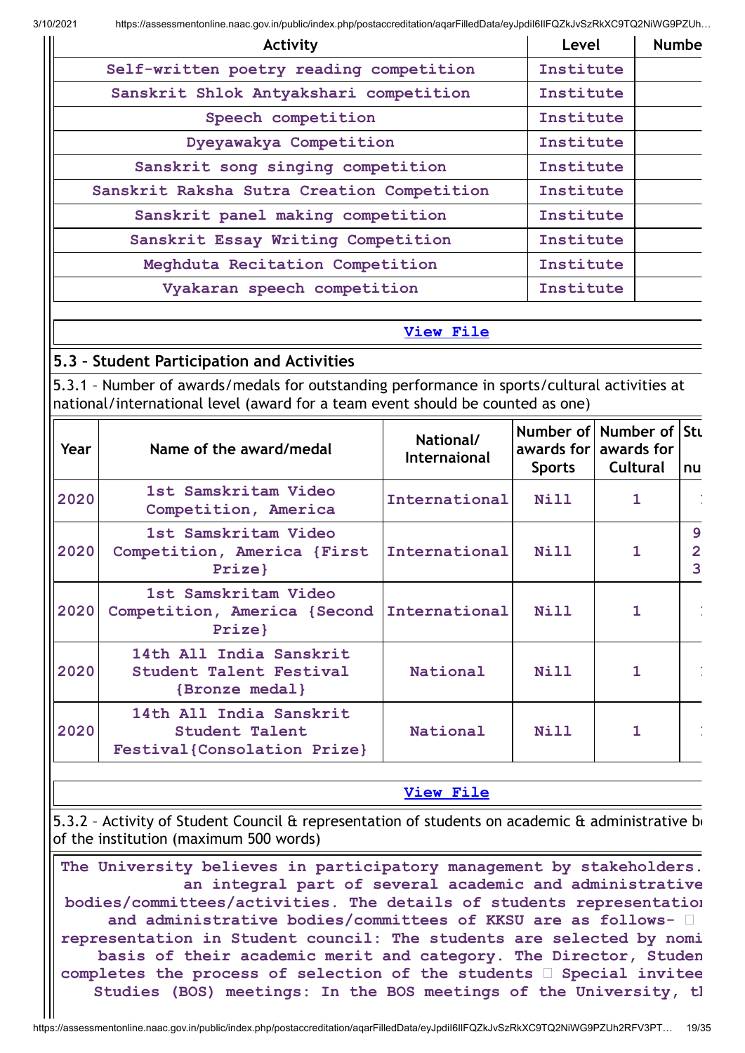| Activity | Level | Numbe |
|---|---|---|
| Self-written poetry reading competition | Institute | |
| Sanskrit Shlok Antyakshari competition | Institute | |
| Speech competition | Institute | |
| Dyeyawakya Competition | Institute | |
| Sanskrit song singing competition | Institute | |
| Sanskrit Raksha Sutra Creation Competition | Institute | |
| Sanskrit panel making competition | Institute | |
| Sanskrit Essay Writing Competition | Institute | |
| Meghduta Recitation Competition | Institute | |
| Vyakaran speech competition | Institute | |

View File

## 5.3 – Student Participation and Activities

5.3.1 – Number of awards/medals for outstanding performance in sports/cultural activities at national/international level (award for a team event should be counted as one)

| Year | Name of the award/medal | National/ Internaional | Number of awards for Sports | Number of awards for Cultural | Stu nu |
|---|---|---|---|---|---|
| 2020 | 1st Samskritam Video Competition, America | International | Nill | 1 | |
| 2020 | 1st Samskritam Video Competition, America {First Prize} | International | Nill | 1 | 9 2 3 |
| 2020 | 1st Samskritam Video Competition, America {Second Prize} | International | Nill | 1 | |
| 2020 | 14th All India Sanskrit Student Talent Festival {Bronze medal} | National | Nill | 1 | |
| 2020 | 14th All India Sanskrit Student Talent Festival{Consolation Prize} | National | Nill | 1 | |

View File

5.3.2 – Activity of Student Council & representation of students on academic & administrative b of the institution (maximum 500 words)

The University believes in participatory management by stakeholders. an integral part of several academic and administrative bodies/committees/activities. The details of students representatio and administrative bodies/committees of KKSU are as follows-  representation in Student council: The students are selected by nomi basis of their academic merit and category. The Director, Studen completes the process of selection of the students  Special invitee Studies (BOS) meetings: In the BOS meetings of the University, t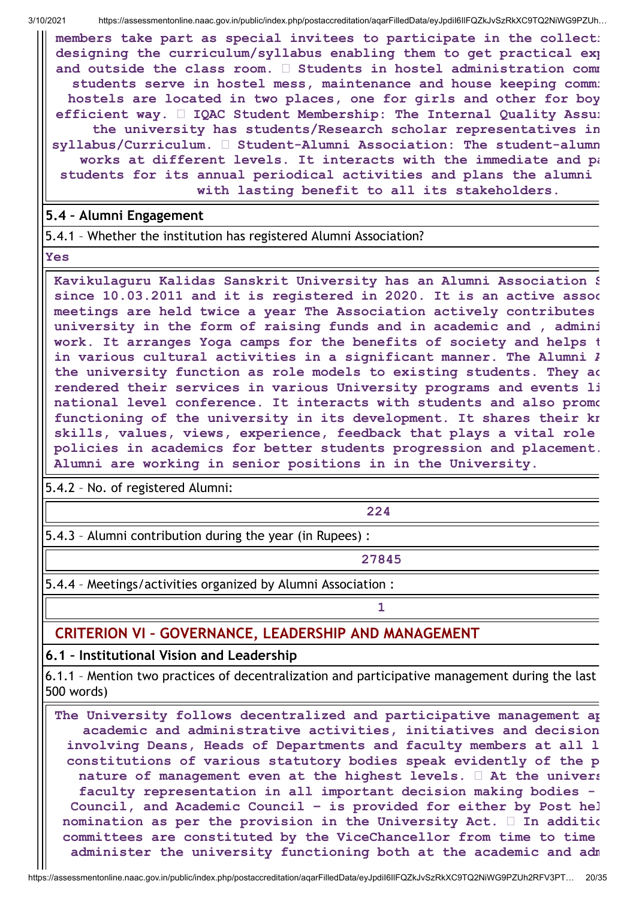members take part as special invitees to participate in the collect designing the curriculum/syllabus enabling them to get practical ex and outside the class room.  Students in hostel administration com students serve in hostel mess, maintenance and house keeping comm hostels are located in two places, one for girls and other for boy efficient way.  IQAC Student Membership: The Internal Quality Assu the university has students/Research scholar representatives in syllabus/Curriculum.  Student-Alumni Association: The student-alumn works at different levels. It interacts with the immediate and pa students for its annual periodical activities and plans the alumni with lasting benefit to all its stakeholders.

## 5.4 – Alumni Engagement

5.4.1 – Whether the institution has registered Alumni Association?

**Yes**

Kavikulaguru Kalidas Sanskrit University has an Alumni Association S since 10.03.2011 and it is registered in 2020. It is an active asso meetings are held twice a year The Association actively contributes university in the form of raising funds and in academic and , admini work. It arranges Yoga camps for the benefits of society and helps t in various cultural activities in a significant manner. The Alumni A the university function as role models to existing students. They a rendered their services in various University programs and events li national level conference. It interacts with students and also prom functioning of the university in its development. It shares their k skills, values, views, experience, feedback that plays a vital role policies in academics for better students progression and placement. Alumni are working in senior positions in in the University.

5.4.2 – No. of registered Alumni:

224

5.4.3 – Alumni contribution during the year (in Rupees) :

27845

5.4.4 – Meetings/activities organized by Alumni Association :

1

# CRITERION VI – GOVERNANCE, LEADERSHIP AND MANAGEMENT

## 6.1 – Institutional Vision and Leadership

6.1.1 – Mention two practices of decentralization and participative management during the last 500 words)

The University follows decentralized and participative management a academic and administrative activities, initiatives and decision involving Deans, Heads of Departments and faculty members at all l constitutions of various statutory bodies speak evidently of the p nature of management even at the highest levels.  At the univers faculty representation in all important decision making bodies - Council, and Academic Council - is provided for either by Post he nomination as per the provision in the University Act.  In additi committees are constituted by the ViceChancellor from time to time administer the university functioning both at the academic and adm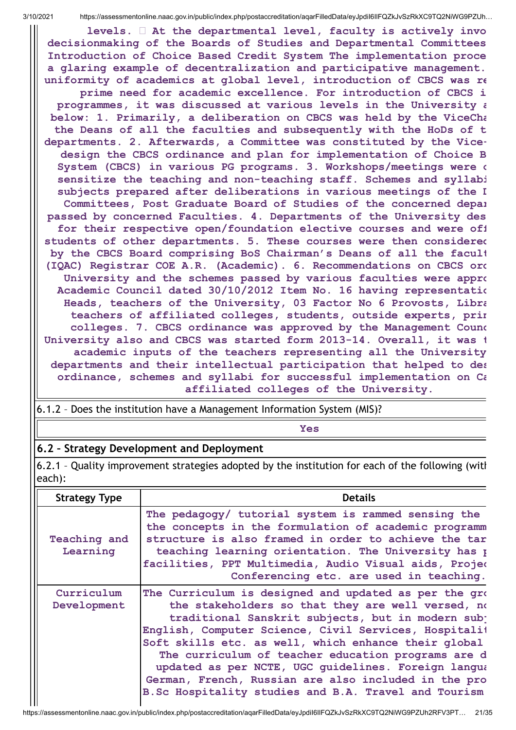levels.  At the departmental level, faculty is actively invo decisionmaking of the Boards of Studies and Departmental Committees Introduction of Choice Based Credit System The implementation proce a glaring example of decentralization and participative management. uniformity of academics at global level, introduction of CBCS was re prime need for academic excellence. For introduction of CBCS i programmes, it was discussed at various levels in the University a below: 1. Primarily, a deliberation on CBCS was held by the ViceCha the Deans of all the faculties and subsequently with the HoDs of t departments. 2. Afterwards, a Committee was constituted by the Vice- design the CBCS ordinance and plan for implementation of Choice B System (CBCS) in various PG programs. 3. Workshops/meetings were c sensitize the teaching and non-teaching staff. Schemes and syllabi subjects prepared after deliberations in various meetings of the I Committees, Post Graduate Board of Studies of the concerned depar passed by concerned Faculties. 4. Departments of the University des for their respective open/foundation elective courses and were off students of other departments. 5. These courses were then considerec by the CBCS Board comprising BoS Chairman's Deans of all the facult (IQAC) Registrar COE A.R. (Academic). 6. Recommendations on CBCS orc University and the schemes passed by various faculties were appro Academic Council dated 30/10/2012 Item No. 16 having representatio Heads, teachers of the University, 03 Factor No 6 Provosts, Libra teachers of affiliated colleges, students, outside experts, prin colleges. 7. CBCS ordinance was approved by the Management Counc University also and CBCS was started form 2013-14. Overall, it was t academic inputs of the teachers representing all the University departments and their intellectual participation that helped to des ordinance, schemes and syllabi for successful implementation on Ca affiliated colleges of the University.

6.1.2 – Does the institution have a Management Information System (MIS)?

| Yes |
|---|

## 6.2 – Strategy Development and Deployment

6.2.1 – Quality improvement strategies adopted by the institution for each of the following (witl each):

| Strategy Type | Details |
|---|---|
| Teaching and Learning | The pedagogy/ tutorial system is rammed sensing the the concepts in the formulation of academic programm structure is also framed in order to achieve the tar teaching learning orientation. The University has p facilities, PPT Multimedia, Audio Visual aids, Projec Conferencing etc. are used in teaching. |
| Curriculum Development | The Curriculum is designed and updated as per the gro the stakeholders so that they are well versed, no traditional Sanskrit subjects, but in modern sub English, Computer Science, Civil Services, Hospitali Soft skills etc. as well, which enhance their global The curriculum of teacher education programs are d updated as per NCTE, UGC guidelines. Foreign langua German, French, Russian are also included in the pro B.Sc Hospitality studies and B.A. Travel and Tourism |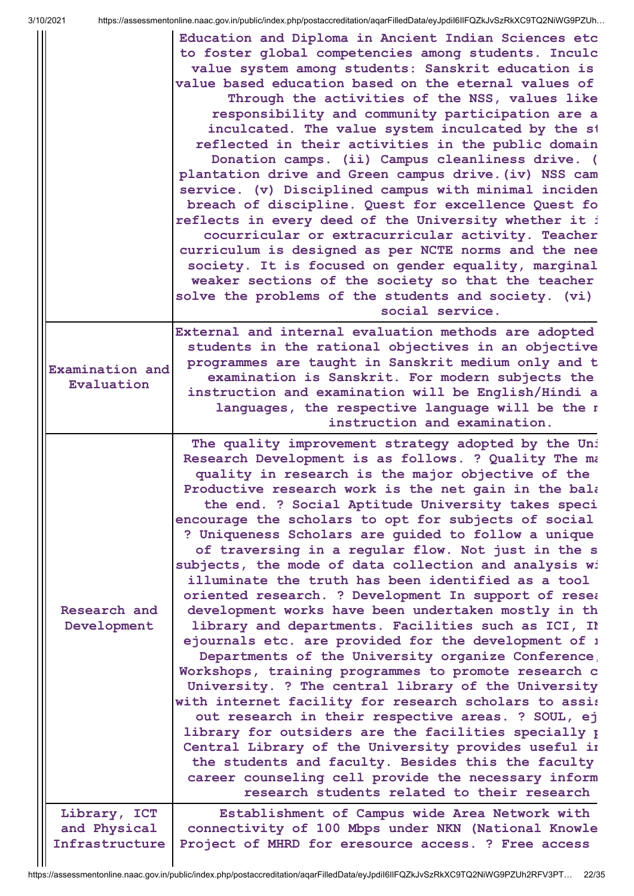| | |
|---|---|
| | Education and Diploma in Ancient Indian Sciences etc to foster global competencies among students. Inculc value system among students: Sanskrit education is value based education based on the eternal values of Through the activities of the NSS, values like responsibility and community participation are a inculcated. The value system inculcated by the st reflected in their activities in the public domain Donation camps. (ii) Campus cleanliness drive. ( plantation drive and Green campus drive.(iv) NSS cam service. (v) Disciplined campus with minimal inciden breach of discipline. Quest for excellence Quest fo reflects in every deed of the University whether it i cocurricular or extracurricular activity. Teacher curriculum is designed as per NCTE norms and the nee society. It is focused on gender equality, marginal weaker sections of the society so that the teacher solve the problems of the students and society. (vi) social service. |
| Examination and Evaluation | External and internal evaluation methods are adopted students in the rational objectives in an objective programmes are taught in Sanskrit medium only and t examination is Sanskrit. For modern subjects the instruction and examination will be English/Hindi a languages, the respective language will be the r instruction and examination. |
| Research and Development | The quality improvement strategy adopted by the Uni Research Development is as follows. ? Quality The ma quality in research is the major objective of the Productive research work is the net gain in the bala the end. ? Social Aptitude University takes speci encourage the scholars to opt for subjects of social ? Uniqueness Scholars are guided to follow a unique of traversing in a regular flow. Not just in the s subjects, the mode of data collection and analysis wi illuminate the truth has been identified as a tool oriented research. ? Development In support of resea development works have been undertaken mostly in th library and departments. Facilities such as ICI, IN ejournals etc. are provided for the development of r Departments of the University organize Conference, Workshops, training programmes to promote research c University. ? The central library of the University with internet facility for research scholars to assis out research in their respective areas. ? SOUL, ej library for outsiders are the facilities specially p Central Library of the University provides useful in the students and faculty. Besides this the faculty career counseling cell provide the necessary inform research students related to their research |
| Library, ICT and Physical Infrastructure | Establishment of Campus wide Area Network with connectivity of 100 Mbps under NKN (National Knowle Project of MHRD for eresource access. ? Free access |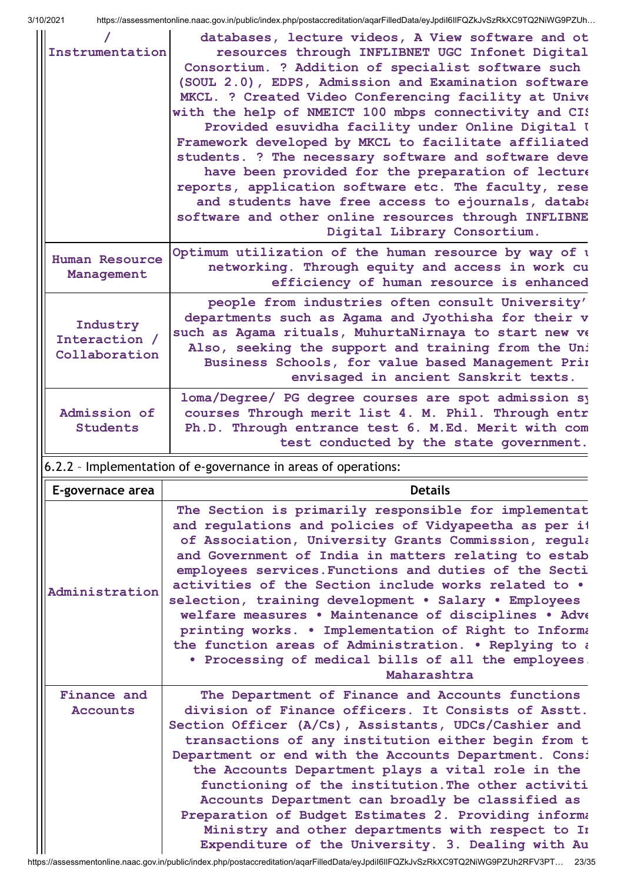| / Instrumentation | databases, lecture videos, A View software and ot resources through INFLIBNET UGC Infonet Digital Consortium. ? Addition of specialist software such (SOUL 2.0), EDPS, Admission and Examination software MKCL. ? Created Video Conferencing facility at Unive with the help of NMEICT 100 mbps connectivity and CIS Provided esuvidha facility under Online Digital U Framework developed by MKCL to facilitate affiliated students. ? The necessary software and software deve have been provided for the preparation of lecture reports, application software etc. The faculty, rese and students have free access to ejournals, databa software and other online resources through INFLIBNE Digital Library Consortium. |
|---|---|
| Human Resource Management | Optimum utilization of the human resource by way of u networking. Through equity and access in work cu efficiency of human resource is enhanced |
| Industry Interaction / Collaboration | people from industries often consult University' departments such as Agama and Jyothisha for their v such as Agama rituals, MuhurtaNirnaya to start new ve Also, seeking the support and training from the Uni Business Schools, for value based Management Prin envisaged in ancient Sanskrit texts. |
| Admission of Students | loma/Degree/ PG degree courses are spot admission sy courses Through merit list 4. M. Phil. Through entr Ph.D. Through entrance test 6. M.Ed. Merit with com test conducted by the state government. |

6.2.2 – Implementation of e-governance in areas of operations:

| E-governace area | Details |
|---|---|
| Administration | The Section is primarily responsible for implementat and regulations and policies of Vidyapeetha as per it of Association, University Grants Commission, regula and Government of India in matters relating to estab employees services.Functions and duties of the Secti activities of the Section include works related to • selection, training development • Salary • Employees welfare measures • Maintenance of disciplines • Adve printing works. • Implementation of Right to Informa the function areas of Administration. • Replying to a • Processing of medical bills of all the employees. Maharashtra |
| Finance and Accounts | The Department of Finance and Accounts functions division of Finance officers. It Consists of Asstt. Section Officer (A/Cs), Assistants, UDCs/Cashier and transactions of any institution either begin from t Department or end with the Accounts Department. Consi the Accounts Department plays a vital role in the functioning of the institution.The other activiti Accounts Department can broadly be classified as Preparation of Budget Estimates 2. Providing informa Ministry and other departments with respect to In Expenditure of the University. 3. Dealing with Au |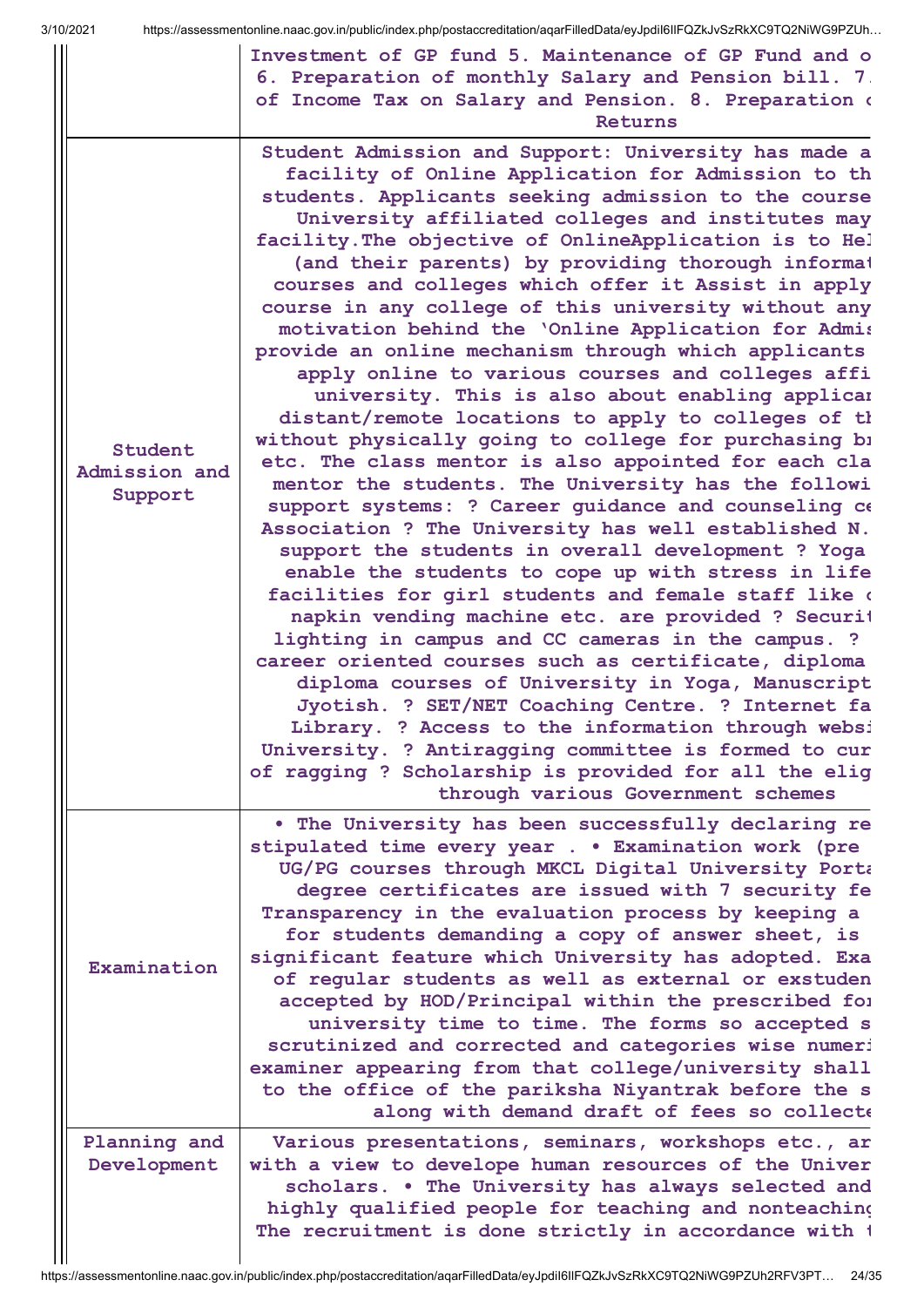|  |  |
|---|---|
|  | Investment of GP fund 5. Maintenance of GP Fund and o 6. Preparation of monthly Salary and Pension bill. 7. of Income Tax on Salary and Pension. 8. Preparation o Returns |
| Student Admission and Support | Student Admission and Support: University has made a facility of Online Application for Admission to th students. Applicants seeking admission to the course University affiliated colleges and institutes may facility.The objective of OnlineApplication is to Hel (and their parents) by providing thorough informat courses and colleges which offer it Assist in apply course in any college of this university without any motivation behind the 'Online Application for Admis provide an online mechanism through which applicants apply online to various courses and colleges affi university. This is also about enabling applicar distant/remote locations to apply to colleges of th without physically going to college for purchasing br etc. The class mentor is also appointed for each cla mentor the students. The University has the followi support systems: ? Career guidance and counseling ce Association ? The University has well established N. support the students in overall development ? Yoga enable the students to cope up with stress in life facilities for girl students and female staff like o napkin vending machine etc. are provided ? Securit lighting in campus and CC cameras in the campus. ? career oriented courses such as certificate, diploma diploma courses of University in Yoga, Manuscript Jyotish. ? SET/NET Coaching Centre. ? Internet fa Library. ? Access to the information through websi University. ? Antiragging committee is formed to cur of ragging ? Scholarship is provided for all the elig through various Government schemes |
| Examination | • The University has been successfully declaring re stipulated time every year . • Examination work (pre UG/PG courses through MKCL Digital University Porta degree certificates are issued with 7 security fe Transparency in the evaluation process by keeping a for students demanding a copy of answer sheet, is significant feature which University has adopted. Exa of regular students as well as external or exstuden accepted by HOD/Principal within the prescribed for university time to time. The forms so accepted s scrutinized and corrected and categories wise numeri examiner appearing from that college/university shall to the office of the pariksha Niyantrak before the s along with demand draft of fees so collecte |
| Planning and Development | Various presentations, seminars, workshops etc., ar with a view to develope human resources of the Univer scholars. • The University has always selected and highly qualified people for teaching and nonteaching The recruitment is done strictly in accordance with t |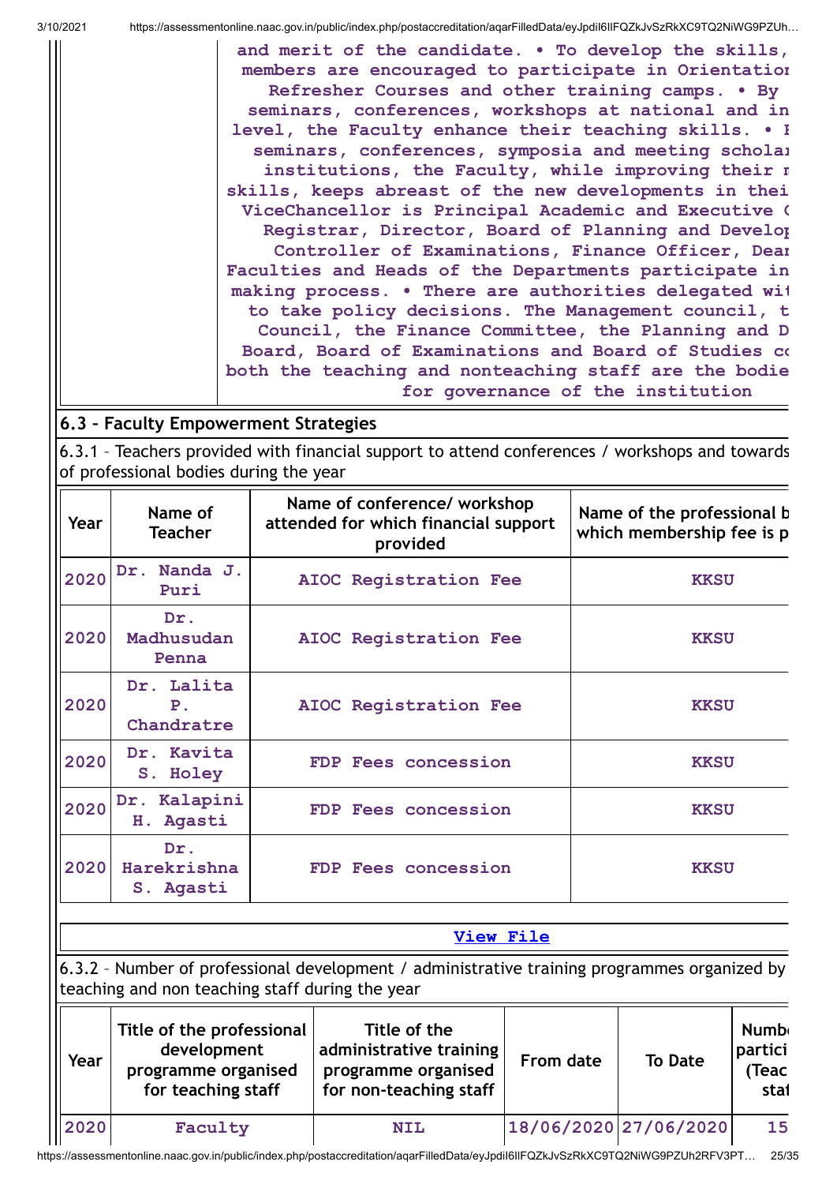and merit of the candidate. • To develop the skills, members are encouraged to participate in Orientation Refresher Courses and other training camps. • By seminars, conferences, workshops at national and in level, the Faculty enhance their teaching skills. • B seminars, conferences, symposia and meeting scholar institutions, the Faculty, while improving their r skills, keeps abreast of the new developments in thei ViceChancellor is Principal Academic and Executive C Registrar, Director, Board of Planning and Develop Controller of Examinations, Finance Officer, Dean Faculties and Heads of the Departments participate in making process. • There are authorities delegated wit to take policy decisions. The Management council, t Council, the Finance Committee, the Planning and D Board, Board of Examinations and Board of Studies co both the teaching and nonteaching staff are the bodie for governance of the institution

### 6.3 – Faculty Empowerment Strategies

6.3.1 – Teachers provided with financial support to attend conferences / workshops and towards of professional bodies during the year

| Year | Name of Teacher | Name of conference/ workshop attended for which financial support provided | Name of the professional b which membership fee is p |
|---|---|---|---|
| 2020 | Dr. Nanda J. Puri | AIOC Registration Fee | KKSU |
| 2020 | Dr. Madhusudan Penna | AIOC Registration Fee | KKSU |
| 2020 | Dr. Lalita P. Chandratre | AIOC Registration Fee | KKSU |
| 2020 | Dr. Kavita S. Holey | FDP Fees concession | KKSU |
| 2020 | Dr. Kalapini H. Agasti | FDP Fees concession | KKSU |
| 2020 | Dr. Harekrishna S. Agasti | FDP Fees concession | KKSU |

View File

6.3.2 – Number of professional development / administrative training programmes organized by teaching and non teaching staff during the year

| Year | Title of the professional development programme organised for teaching staff | Title of the administrative training programme organised for non-teaching staff | From date | To Date | Numb partici (Teac staf |
|---|---|---|---|---|---|
| 2020 | Faculty | NIL | 18/06/2020 | 27/06/2020 | 15 |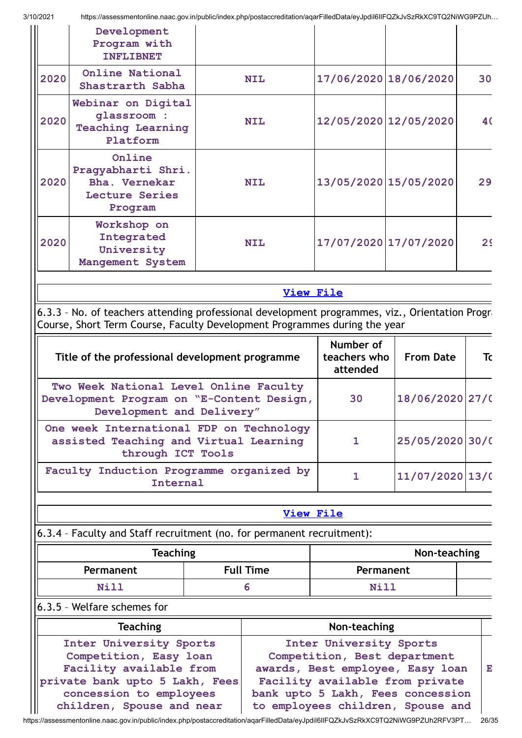| | Development Program with INFLIBNET | | | | |
|---|---|---|---|---|---|
| 2020 | Online National Shastrarth Sabha | NIL | 17/06/2020 | 18/06/2020 | 30 |
| 2020 | Webinar on Digital glassroom : Teaching Learning Platform | NIL | 12/05/2020 | 12/05/2020 | 4( |
| 2020 | Online Pragyabharti Shri. Bha. Vernekar Lecture Series Program | NIL | 13/05/2020 | 15/05/2020 | 29 |
| 2020 | Workshop on Integrated University Mangement System | NIL | 17/07/2020 | 17/07/2020 | 2( |

[View File](#)

6.3.3 – No. of teachers attending professional development programmes, viz., Orientation Progr Course, Short Term Course, Faculty Development Programmes during the year

| Title of the professional development programme | Number of teachers who attended | From Date | To |
|---|---|---|---|
| Two Week National Level Online Faculty Development Program on "E-Content Design, Development and Delivery" | 30 | 18/06/2020 | 27/( |
| One week International FDP on Technology assisted Teaching and Virtual Learning through ICT Tools | 1 | 25/05/2020 | 30/( |
| Faculty Induction Programme organized by Internal | 1 | 11/07/2020 | 13/( |

[View File](#)

6.3.4 – Faculty and Staff recruitment (no. for permanent recruitment):

| Teaching | | Non-teaching | |
|---|---|---|---|
| Permanent | Full Time | Permanent | |
| Nill | 6 | Nill | |

6.3.5 – Welfare schemes for

| Teaching | Non-teaching | |
|---|---|---|
| Inter University Sports Competition, Easy loan Facility available from private bank upto 5 Lakh, Fees concession to employees children, Spouse and near | Inter University Sports Competition, Best department awards, Best employee, Easy loan Facility available from private bank upto 5 Lakh, Fees concession to employees children, Spouse and | E |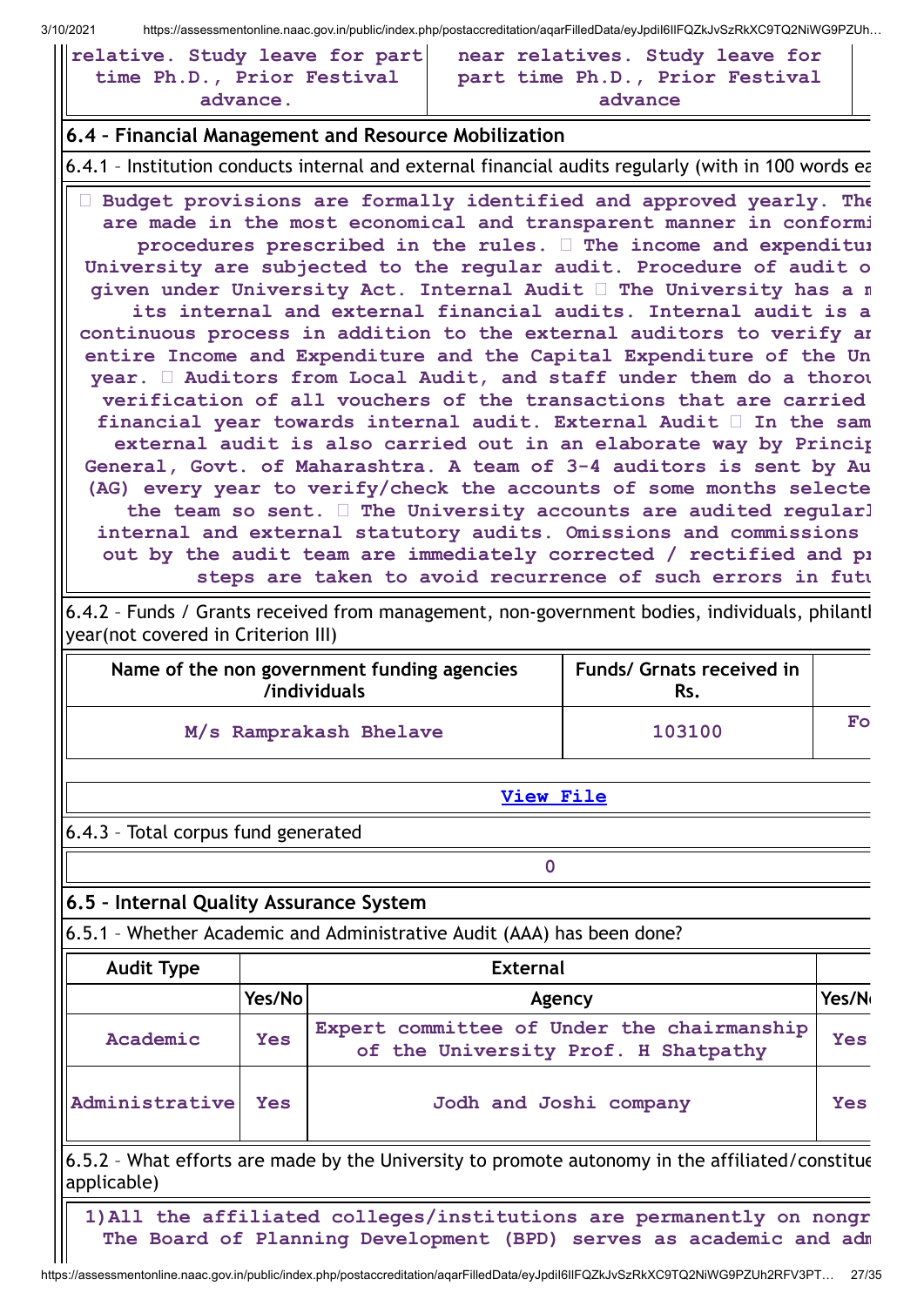| relative. Study leave for part time Ph.D., Prior Festival advance. | near relatives. Study leave for part time Ph.D., Prior Festival advance |
|---|---|

## 6.4 – Financial Management and Resource Mobilization

6.4.1 – Institution conducts internal and external financial audits regularly (with in 100 words ea

 Budget provisions are formally identified and approved yearly. The are made in the most economical and transparent manner in conformi procedures prescribed in the rules.  The income and expenditur University are subjected to the regular audit. Procedure of audit o given under University Act. Internal Audit  The University has a n its internal and external financial audits. Internal audit is a continuous process in addition to the external auditors to verify an entire Income and Expenditure and the Capital Expenditure of the Un year.  Auditors from Local Audit, and staff under them do a thorou verification of all vouchers of the transactions that are carried financial year towards internal audit. External Audit  In the sam external audit is also carried out in an elaborate way by Princip General, Govt. of Maharashtra. A team of 3-4 auditors is sent by Au (AG) every year to verify/check the accounts of some months selecte the team so sent.  The University accounts are audited regularl internal and external statutory audits. Omissions and commissions out by the audit team are immediately corrected / rectified and pr steps are taken to avoid recurrence of such errors in futu

6.4.2 – Funds / Grants received from management, non-government bodies, individuals, philantl year(not covered in Criterion III)

| Name of the non government funding agencies /individuals | Funds/ Grnats received in Rs. | |
|---|---|---|
| M/s Ramprakash Bhelave | 103100 | Fo |

View File

6.4.3 – Total corpus fund generated

0

## 6.5 – Internal Quality Assurance System

6.5.1 – Whether Academic and Administrative Audit (AAA) has been done?

| Audit Type | External | | |
|---|---|---|---|
| | Yes/No | Agency | Yes/N |
| Academic | Yes | Expert committee of Under the chairmanship of the University Prof. H Shatpathy | Yes |
| Administrative | Yes | Jodh and Joshi company | Yes |

6.5.2 – What efforts are made by the University to promote autonomy in the affiliated/constitue applicable)

1)All the affiliated colleges/institutions are permanently on nongr The Board of Planning Development (BPD) serves as academic and adm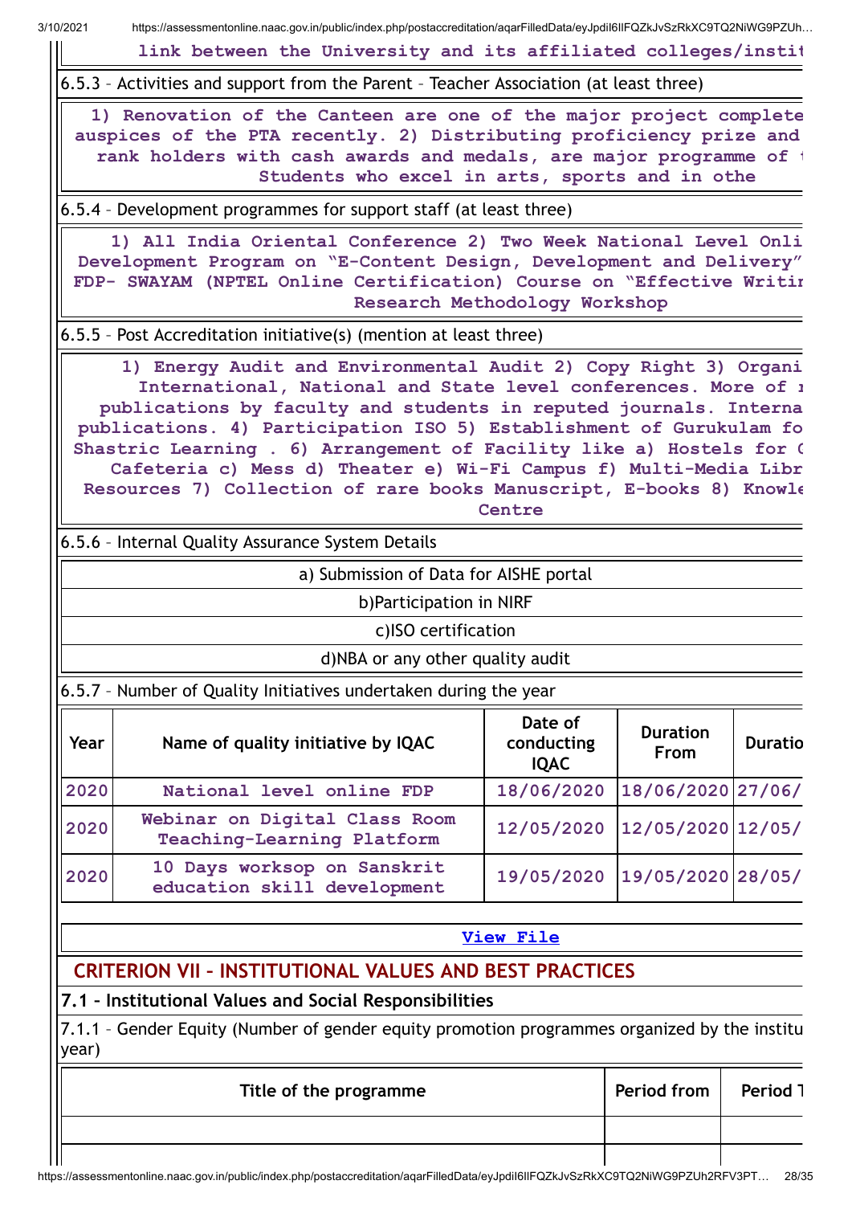link between the University and its affiliated colleges/instit

6.5.3 – Activities and support from the Parent – Teacher Association (at least three)

1) Renovation of the Canteen are one of the major project complete auspices of the PTA recently. 2) Distributing proficiency prize and rank holders with cash awards and medals, are major programme of Students who excel in arts, sports and in othe

6.5.4 – Development programmes for support staff (at least three)

1) All India Oriental Conference 2) Two Week National Level Onli Development Program on "E-Content Design, Development and Delivery" FDP- SWAYAM (NPTEL Online Certification) Course on "Effective Writir Research Methodology Workshop

6.5.5 – Post Accreditation initiative(s) (mention at least three)

1) Energy Audit and Environmental Audit 2) Copy Right 3) Organi International, National and State level conferences. More of r publications by faculty and students in reputed journals. Interna publications. 4) Participation ISO 5) Establishment of Gurukulam fo Shastric Learning . 6) Arrangement of Facility like a) Hostels for G Cafeteria c) Mess d) Theater e) Wi-Fi Campus f) Multi-Media Libr Resources 7) Collection of rare books Manuscript, E-books 8) Knowle Centre

6.5.6 – Internal Quality Assurance System Details

| |
|---|
| a) Submission of Data for AISHE portal |
| b)Participation in NIRF |
| c)ISO certification |
| d)NBA or any other quality audit |

6.5.7 – Number of Quality Initiatives undertaken during the year

| Year | Name of quality initiative by IQAC | Date of conducting IQAC | Duration From | Duratio |
|---|---|---|---|---|
| 2020 | National level online FDP | 18/06/2020 | 18/06/2020 | 27/06/ |
| 2020 | Webinar on Digital Class Room Teaching-Learning Platform | 12/05/2020 | 12/05/2020 | 12/05/ |
| 2020 | 10 Days worksop on Sanskrit education skill development | 19/05/2020 | 19/05/2020 | 28/05/ |

View File

## CRITERION VII – INSTITUTIONAL VALUES AND BEST PRACTICES

### 7.1 – Institutional Values and Social Responsibilities

7.1.1 – Gender Equity (Number of gender equity promotion programmes organized by the institu year)

| Title of the programme | Period from | Period T |
|---|---|---|
| | | |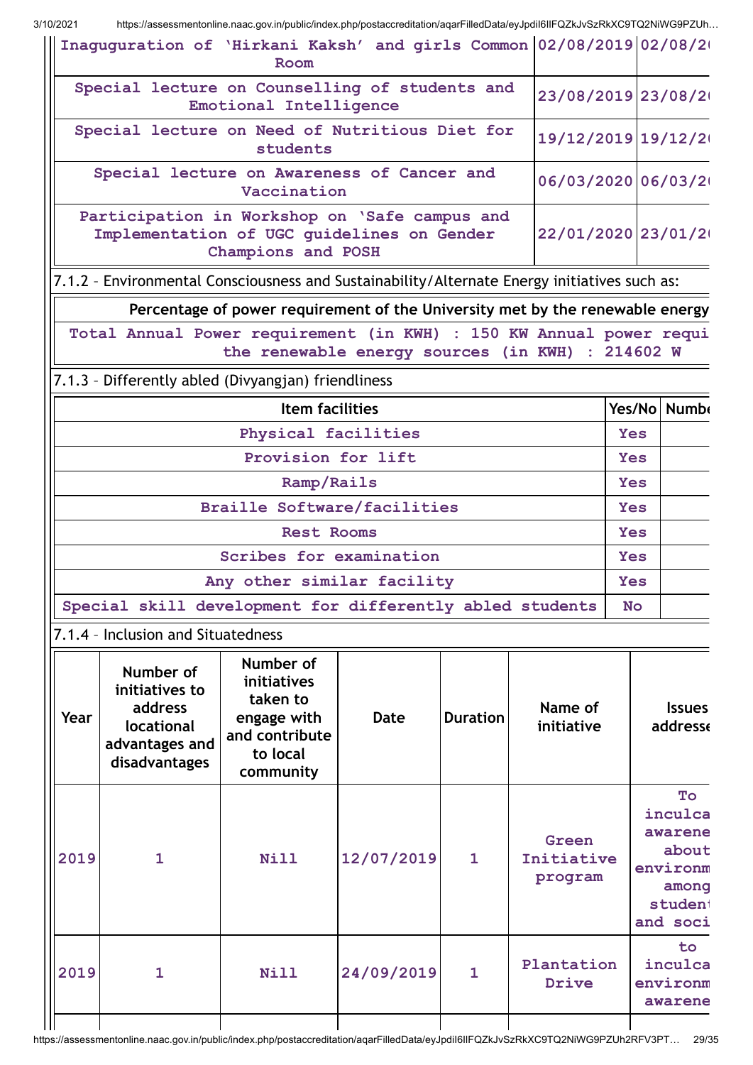| Inaguguration of 'Hirkani Kaksh' and girls Common Room | 02/08/2019 | 02/08/2( |
|---|---|---|
| Special lecture on Counselling of students and Emotional Intelligence | 23/08/2019 | 23/08/2( |
| Special lecture on Need of Nutritious Diet for students | 19/12/2019 | 19/12/2( |
| Special lecture on Awareness of Cancer and Vaccination | 06/03/2020 | 06/03/2( |
| Participation in Workshop on 'Safe campus and Implementation of UGC guidelines on Gender Champions and POSH | 22/01/2020 | 23/01/2( |

7.1.2 – Environmental Consciousness and Sustainability/Alternate Energy initiatives such as:

| Percentage of power requirement of the University met by the renewable energy |
|---|
| Total Annual Power requirement (in KWH) : 150 KW Annual power requi the renewable energy sources (in KWH) : 214602 W |

7.1.3 – Differently abled (Divyangjan) friendliness

| Item facilities | Yes/No | Numbe |
|---|---|---|
| Physical facilities | Yes | |
| Provision for lift | Yes | |
| Ramp/Rails | Yes | |
| Braille Software/facilities | Yes | |
| Rest Rooms | Yes | |
| Scribes for examination | Yes | |
| Any other similar facility | Yes | |
| Special skill development for differently abled students | No | |

7.1.4 – Inclusion and Situatedness

| Year | Number of initiatives to address locational advantages and disadvantages | Number of initiatives taken to engage with and contribute to local community | Date | Duration | Name of initiative | Issues addresse |
|---|---|---|---|---|---|---|
| 2019 | 1 | Nill | 12/07/2019 | 1 | Green Initiative program | To inculca awarene about environm among student and soci |
| 2019 | 1 | Nill | 24/09/2019 | 1 | Plantation Drive | to inculca environm awarene |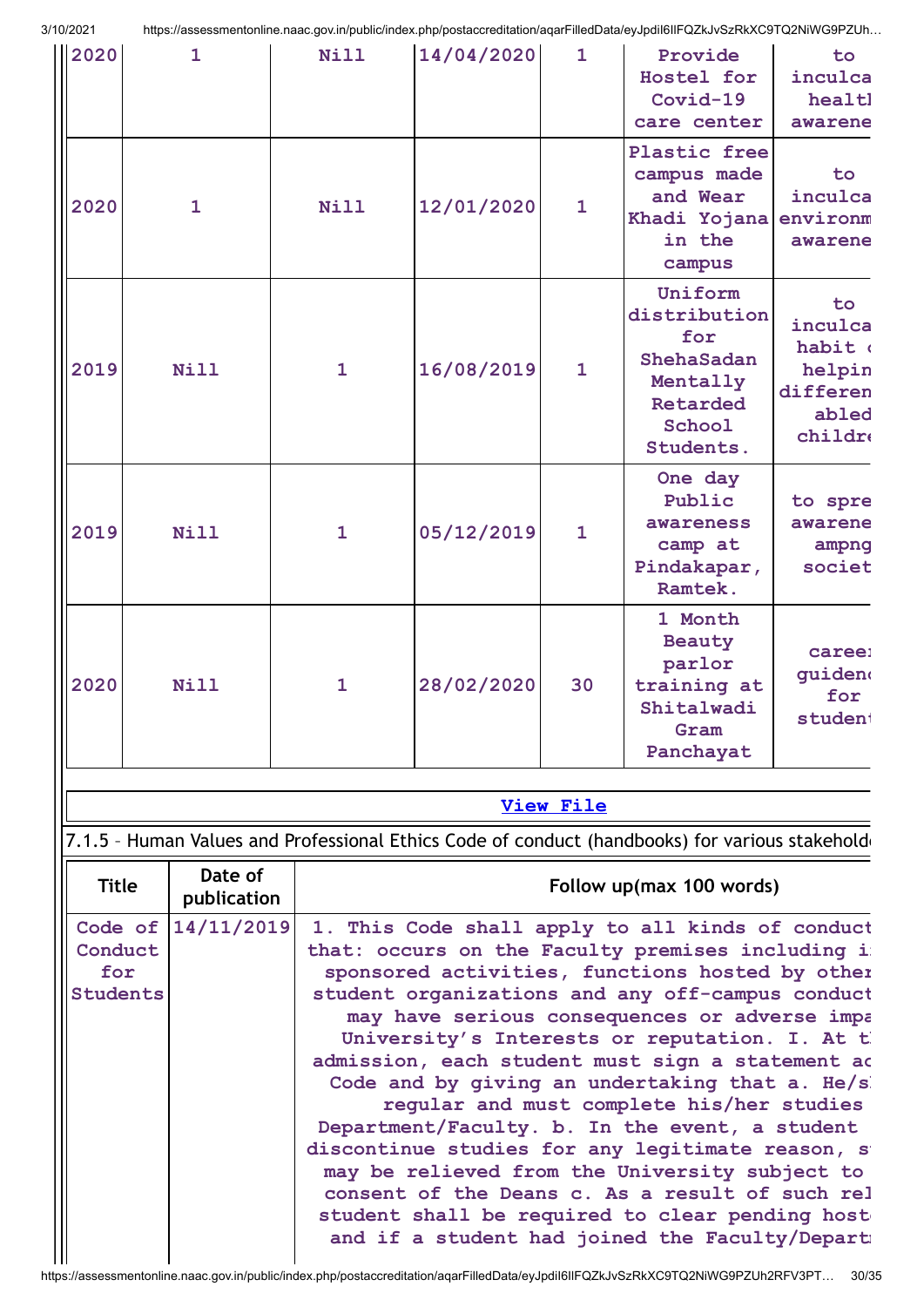| 2020 | 1 | Nill | 14/04/2020 | 1 | Provide Hostel for Covid-19 care center | to inculca healtl awarene |
|---|---|---|---|---|---|---|
| 2020 | 1 | Nill | 12/01/2020 | 1 | Plastic free campus made and Wear Khadi Yojana in the campus | to inculca environm awarene |
| 2019 | Nill | 1 | 16/08/2019 | 1 | Uniform distribution for ShehaSadan Mentally Retarded School Students. | to inculca habit helpin differen abled childre |
| 2019 | Nill | 1 | 05/12/2019 | 1 | One day Public awareness camp at Pindakapar, Ramtek. | to spre awarene ampng societ |
| 2020 | Nill | 1 | 28/02/2020 | 30 | 1 Month Beauty parlor training at Shitalwadi Gram Panchayat | caree guiden for studen |

View File

7.1.5 – Human Values and Professional Ethics Code of conduct (handbooks) for various stakehold

| Title | Date of publication | Follow up(max 100 words) |
|---|---|---|
| Code of Conduct for Students | 14/11/2019 | 1. This Code shall apply to all kinds of conduct that: occurs on the Faculty premises including i sponsored activities, functions hosted by other student organizations and any off-campus conduct may have serious consequences or adverse impa University's Interests or reputation. I. At t admission, each student must sign a statement ac Code and by giving an undertaking that a. He/s regular and must complete his/her studies Department/Faculty. b. In the event, a student discontinue studies for any legitimate reason, s may be relieved from the University subject to consent of the Deans c. As a result of such rel student shall be required to clear pending host and if a student had joined the Faculty/Depart |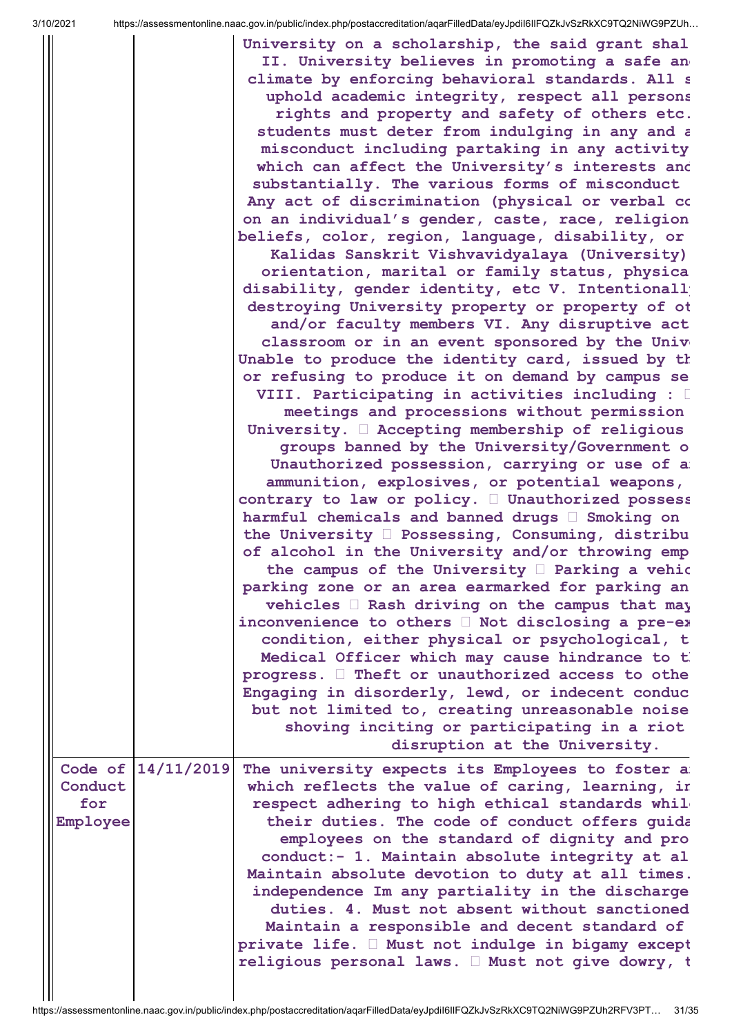| | | |
|---|---|---|
| | | University on a scholarship, the said grant shal II. University believes in promoting a safe an climate by enforcing behavioral standards. All s uphold academic integrity, respect all persons rights and property and safety of others etc. students must deter from indulging in any and a misconduct including partaking in any activity which can affect the University's interests and substantially. The various forms of misconduct Any act of discrimination (physical or verbal co on an individual's gender, caste, race, religion beliefs, color, region, language, disability, or Kalidas Sanskrit Vishvavidyalaya (University) orientation, marital or family status, physica disability, gender identity, etc V. Intentionall destroying University property or property of ot and/or faculty members VI. Any disruptive act classroom or in an event sponsored by the Unive Unable to produce the identity card, issued by th or refusing to produce it on demand by campus se VIII. Participating in activities including :  meetings and processions without permission University.  Accepting membership of religious groups banned by the University/Government o Unauthorized possession, carrying or use of a ammunition, explosives, or potential weapons, contrary to law or policy.  Unauthorized possess harmful chemicals and banned drugs  Smoking on the University  Possessing, Consuming, distribu of alcohol in the University and/or throwing emp the campus of the University  Parking a vehic parking zone or an area earmarked for parking an vehicles  Rash driving on the campus that may inconvenience to others  Not disclosing a pre-ex condition, either physical or psychological, t Medical Officer which may cause hindrance to t progress.  Theft or unauthorized access to othe Engaging in disorderly, lewd, or indecent conduc but not limited to, creating unreasonable noise shoving inciting or participating in a riot disruption at the University. |
| Code of Conduct for Employee | 14/11/2019 | The university expects its Employees to foster a which reflects the value of caring, learning, in respect adhering to high ethical standards whil their duties. The code of conduct offers guida employees on the standard of dignity and pro conduct:- 1. Maintain absolute integrity at al Maintain absolute devotion to duty at all times. independence Im any partiality in the discharge duties. 4. Must not absent without sanctioned Maintain a responsible and decent standard of private life.  Must not indulge in bigamy except religious personal laws.  Must not give dowry, t |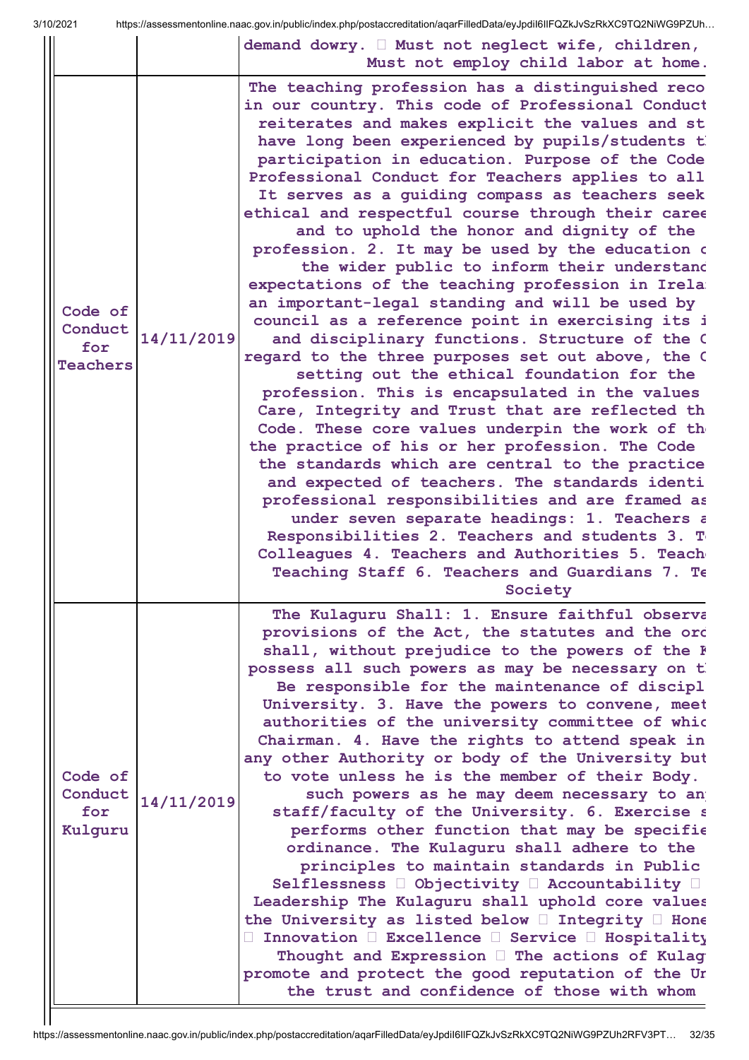| | | |
|---|---|---|
| | | demand dowry.  Must not neglect wife, children, Must not employ child labor at home. |
| Code of Conduct for Teachers | 14/11/2019 | The teaching profession has a distinguished reco in our country. This code of Professional Conduct reiterates and makes explicit the values and st have long been experienced by pupils/students t participation in education. Purpose of the Code Professional Conduct for Teachers applies to all It serves as a guiding compass as teachers seek ethical and respectful course through their caree and to uphold the honor and dignity of the profession. 2. It may be used by the education c the wider public to inform their understand expectations of the teaching profession in Irela an important-legal standing and will be used by council as a reference point in exercising its i and disciplinary functions. Structure of the C regard to the three purposes set out above, the C setting out the ethical foundation for the profession. This is encapsulated in the values Care, Integrity and Trust that are reflected th Code. These core values underpin the work of th the practice of his or her profession. The Code the standards which are central to the practice and expected of teachers. The standards identi professional responsibilities and are framed as under seven separate headings: 1. Teachers a Responsibilities 2. Teachers and students 3. Te Colleagues 4. Teachers and Authorities 5. Teach Teaching Staff 6. Teachers and Guardians 7. Te Society |
| Code of Conduct for Kulguru | 14/11/2019 | The Kulaguru Shall: 1. Ensure faithful observa provisions of the Act, the statutes and the orc shall, without prejudice to the powers of the K possess all such powers as may be necessary on t Be responsible for the maintenance of discipl University. 3. Have the powers to convene, meet authorities of the university committee of whic Chairman. 4. Have the rights to attend speak in any other Authority or body of the University but to vote unless he is the member of their Body. such powers as he may deem necessary to an staff/faculty of the University. 6. Exercise s performs other function that may be specifie ordinance. The Kulaguru shall adhere to the principles to maintain standards in Public Selflessness  Objectivity  Accountability  Leadership The Kulaguru shall uphold core values the University as listed below  Integrity  Hone  Innovation  Excellence  Service  Hospitality Thought and Expression  The actions of Kulag promote and protect the good reputation of the Ur the trust and confidence of those with whom |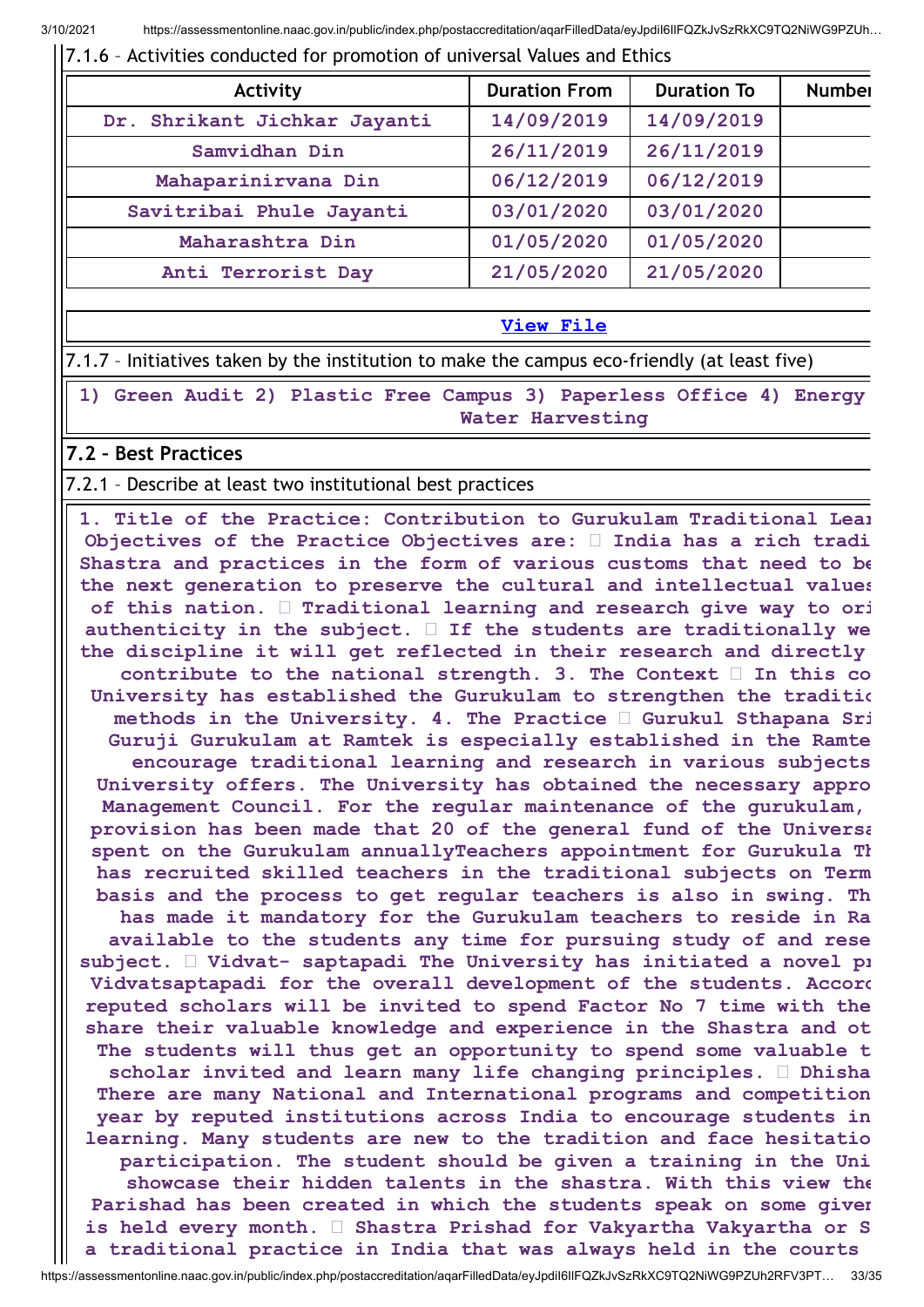7.1.6 – Activities conducted for promotion of universal Values and Ethics

| Activity | Duration From | Duration To | Numbe |
| --- | --- | --- | --- |
| Dr. Shrikant Jichkar Jayanti | 14/09/2019 | 14/09/2019 | |
| Samvidhan Din | 26/11/2019 | 26/11/2019 | |
| Mahaparinirvana Din | 06/12/2019 | 06/12/2019 | |
| Savitribai Phule Jayanti | 03/01/2020 | 03/01/2020 | |
| Maharashtra Din | 01/05/2020 | 01/05/2020 | |
| Anti Terrorist Day | 21/05/2020 | 21/05/2020 | |

**View File**

7.1.7 – Initiatives taken by the institution to make the campus eco-friendly (at least five)

**1) Green Audit 2) Plastic Free Campus 3) Paperless Office 4) Energy Water Harvesting**

## 7.2 – Best Practices

7.2.1 – Describe at least two institutional best practices

**1. Title of the Practice: Contribution to Gurukulam Traditional Lea Objectives of the Practice Objectives are:  India has a rich tradi Shastra and practices in the form of various customs that need to be the next generation to preserve the cultural and intellectual values of this nation.  Traditional learning and research give way to ori authenticity in the subject.  If the students are traditionally we the discipline it will get reflected in their research and directly contribute to the national strength. 3. The Context  In this co University has established the Gurukulam to strengthen the traditio methods in the University. 4. The Practice  Gurukul Sthapana Sri Guruji Gurukulam at Ramtek is especially established in the Ramte encourage traditional learning and research in various subjects University offers. The University has obtained the necessary appro Management Council. For the regular maintenance of the gurukulam, provision has been made that 20 of the general fund of the Universa spent on the Gurukulam annuallyTeachers appointment for Gurukula Th has recruited skilled teachers in the traditional subjects on Term basis and the process to get regular teachers is also in swing. Th has made it mandatory for the Gurukulam teachers to reside in Ra available to the students any time for pursuing study of and rese subject.  Vidvat- saptapadi The University has initiated a novel pr Vidvatsaptapadi for the overall development of the students. Accor reputed scholars will be invited to spend Factor No 7 time with the share their valuable knowledge and experience in the Shastra and ot The students will thus get an opportunity to spend some valuable t scholar invited and learn many life changing principles.  Dhisha There are many National and International programs and competition year by reputed institutions across India to encourage students in learning. Many students are new to the tradition and face hesitatio participation. The student should be given a training in the Uni showcase their hidden talents in the shastra. With this view the Parishad has been created in which the students speak on some giver is held every month.  Shastra Prishad for Vakyartha Vakyartha or S a traditional practice in India that was always held in the courts**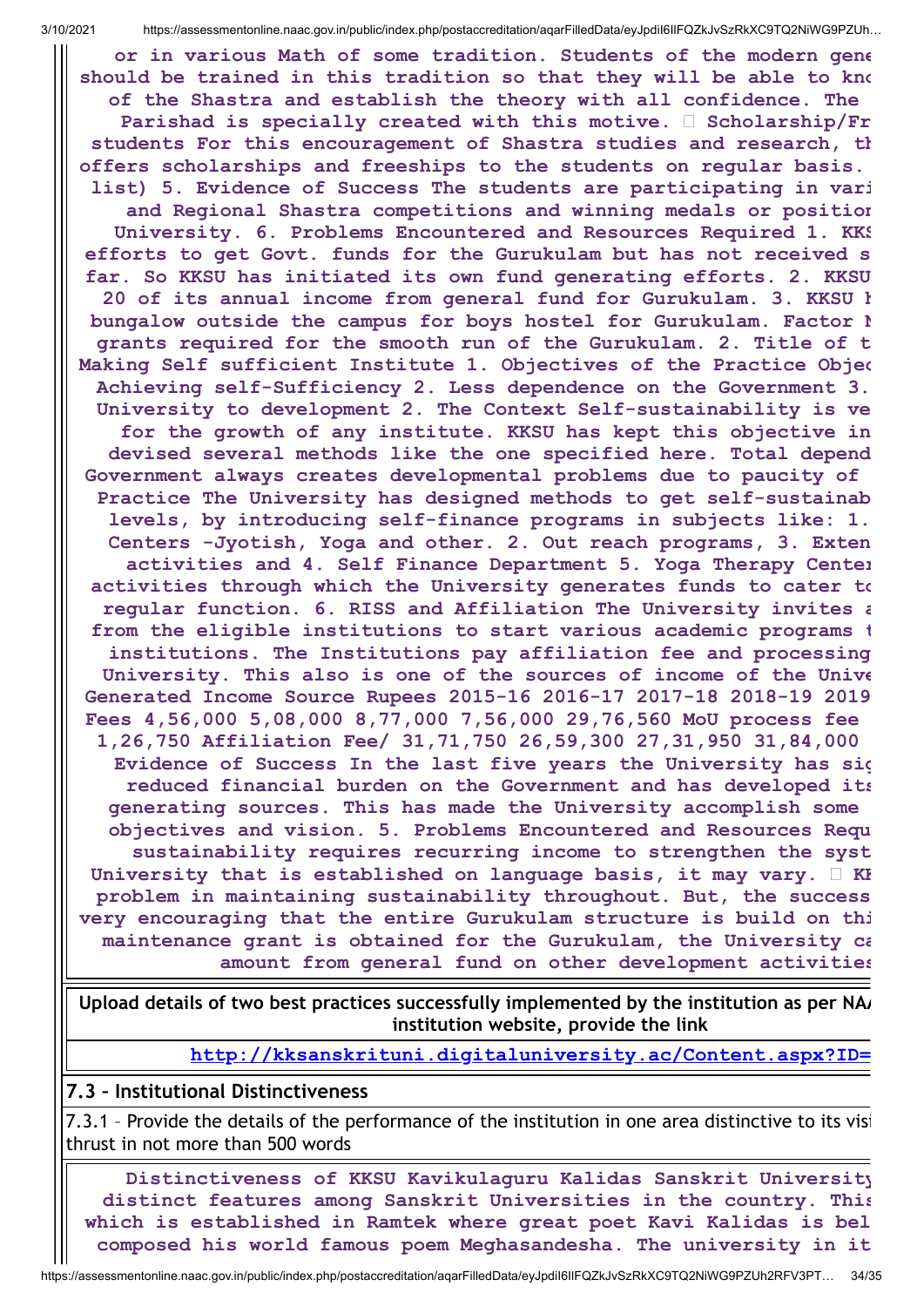or in various Math of some tradition. Students of the modern gene should be trained in this tradition so that they will be able to kno of the Shastra and establish the theory with all confidence. The Parishad is specially created with this motive.  Scholarship/Fr students For this encouragement of Shastra studies and research, th offers scholarships and freeships to the students on regular basis. list) 5. Evidence of Success The students are participating in vari and Regional Shastra competitions and winning medals or position University. 6. Problems Encountered and Resources Required 1. KKS efforts to get Govt. funds for the Gurukulam but has not received s far. So KKSU has initiated its own fund generating efforts. 2. KKSU 20 of its annual income from general fund for Gurukulam. 3. KKSU h bungalow outside the campus for boys hostel for Gurukulam. Factor N grants required for the smooth run of the Gurukulam. 2. Title of t Making Self sufficient Institute 1. Objectives of the Practice Objec Achieving self-Sufficiency 2. Less dependence on the Government 3. University to development 2. The Context Self-sustainability is ve for the growth of any institute. KKSU has kept this objective in devised several methods like the one specified here. Total depend Government always creates developmental problems due to paucity of Practice The University has designed methods to get self-sustainab levels, by introducing self-finance programs in subjects like: 1. Centers -Jyotish, Yoga and other. 2. Out reach programs, 3. Exten activities and 4. Self Finance Department 5. Yoga Therapy Center activities through which the University generates funds to cater to regular function. 6. RISS and Affiliation The University invites a from the eligible institutions to start various academic programs t institutions. The Institutions pay affiliation fee and processing University. This also is one of the sources of income of the Unive Generated Income Source Rupees 2015-16 2016-17 2017-18 2018-19 2019 Fees 4,56,000 5,08,000 8,77,000 7,56,000 29,76,560 MoU process fee 1,26,750 Affiliation Fee/ 31,71,750 26,59,300 27,31,950 31,84,000 Evidence of Success In the last five years the University has sig reduced financial burden on the Government and has developed its generating sources. This has made the University accomplish some objectives and vision. 5. Problems Encountered and Resources Requ sustainability requires recurring income to strengthen the syst University that is established on language basis, it may vary.  KK problem in maintaining sustainability throughout. But, the success very encouraging that the entire Gurukulam structure is build on thi maintenance grant is obtained for the Gurukulam, the University ca amount from general fund on other development activities

**Upload details of two best practices successfully implemented by the institution as per NA institution website, provide the link**

http://kksanskrituni.digitaluniversity.ac/Content.aspx?ID=

## 7.3 – Institutional Distinctiveness

7.3.1 – Provide the details of the performance of the institution in one area distinctive to its visi thrust in not more than 500 words

Distinctiveness of KKSU Kavikulaguru Kalidas Sanskrit University distinct features among Sanskrit Universities in the country. This which is established in Ramtek where great poet Kavi Kalidas is bel composed his world famous poem Meghasandesha. The university in it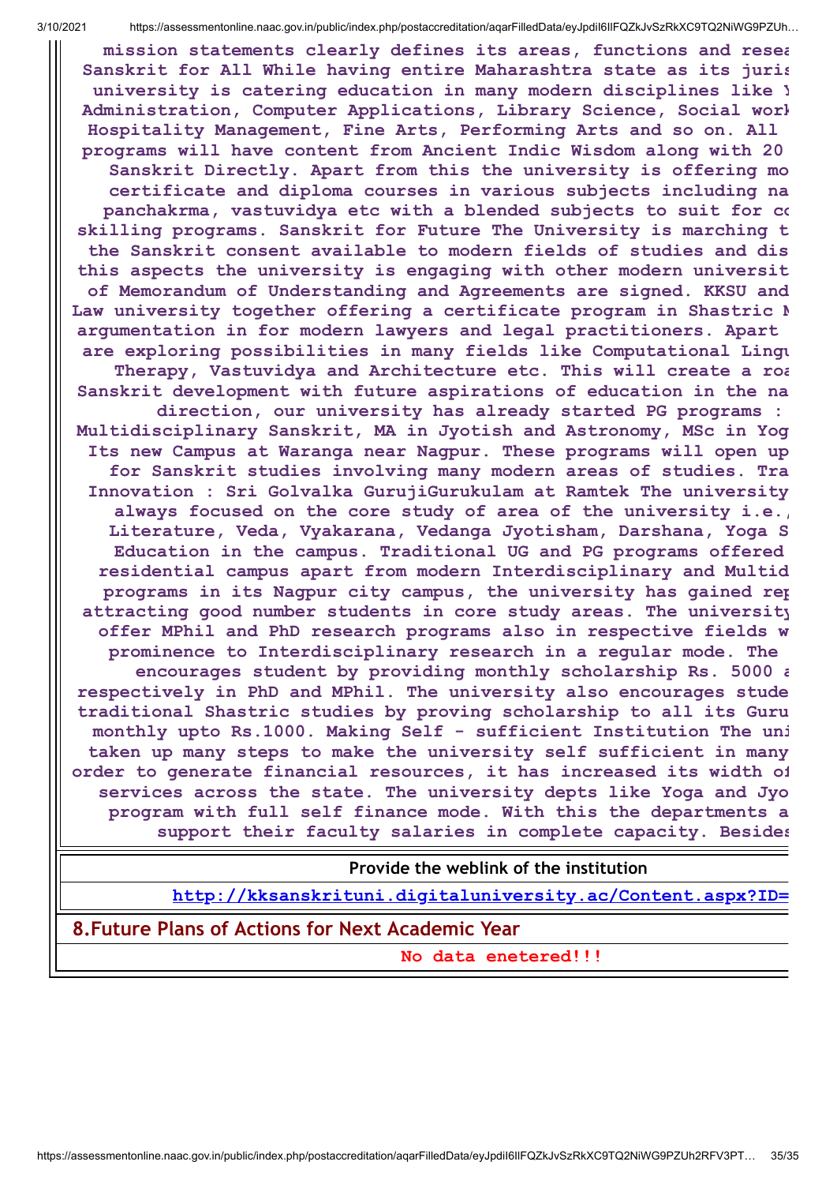mission statements clearly defines its areas, functions and resea Sanskrit for All While having entire Maharashtra state as its juris university is catering education in many modern disciplines like Y Administration, Computer Applications, Library Science, Social work Hospitality Management, Fine Arts, Performing Arts and so on. All programs will have content from Ancient Indic Wisdom along with 20 Sanskrit Directly. Apart from this the university is offering mo certificate and diploma courses in various subjects including na panchakrma, vastuvidya etc with a blended subjects to suit for co skilling programs. Sanskrit for Future The University is marching t the Sanskrit consent available to modern fields of studies and dis this aspects the university is engaging with other modern universit of Memorandum of Understanding and Agreements are signed. KKSU and Law university together offering a certificate program in Shastric N argumentation in for modern lawyers and legal practitioners. Apart are exploring possibilities in many fields like Computational Lingu Therapy, Vastuvidya and Architecture etc. This will create a roa Sanskrit development with future aspirations of education in the na direction, our university has already started PG programs : Multidisciplinary Sanskrit, MA in Jyotish and Astronomy, MSc in Yog Its new Campus at Waranga near Nagpur. These programs will open up for Sanskrit studies involving many modern areas of studies. Tra Innovation : Sri Golvalka GurujiGurukulam at Ramtek The university always focused on the core study of area of the university i.e., Literature, Veda, Vyakarana, Vedanga Jyotisham, Darshana, Yoga S Education in the campus. Traditional UG and PG programs offered residential campus apart from modern Interdisciplinary and Multid programs in its Nagpur city campus, the university has gained rep attracting good number students in core study areas. The university offer MPhil and PhD research programs also in respective fields w prominence to Interdisciplinary research in a regular mode. The encourages student by providing monthly scholarship Rs. 5000 a respectively in PhD and MPhil. The university also encourages stude traditional Shastric studies by proving scholarship to all its Guru monthly upto Rs.1000. Making Self - sufficient Institution The uni taken up many steps to make the university self sufficient in many order to generate financial resources, it has increased its width of services across the state. The university depts like Yoga and Jyo program with full self finance mode. With this the departments a support their faculty salaries in complete capacity. Besides

**Provide the weblink of the institution**

http://kksanskrituni.digitaluniversity.ac/Content.aspx?ID=

## 8.Future Plans of Actions for Next Academic Year

**No data enetered!!!**